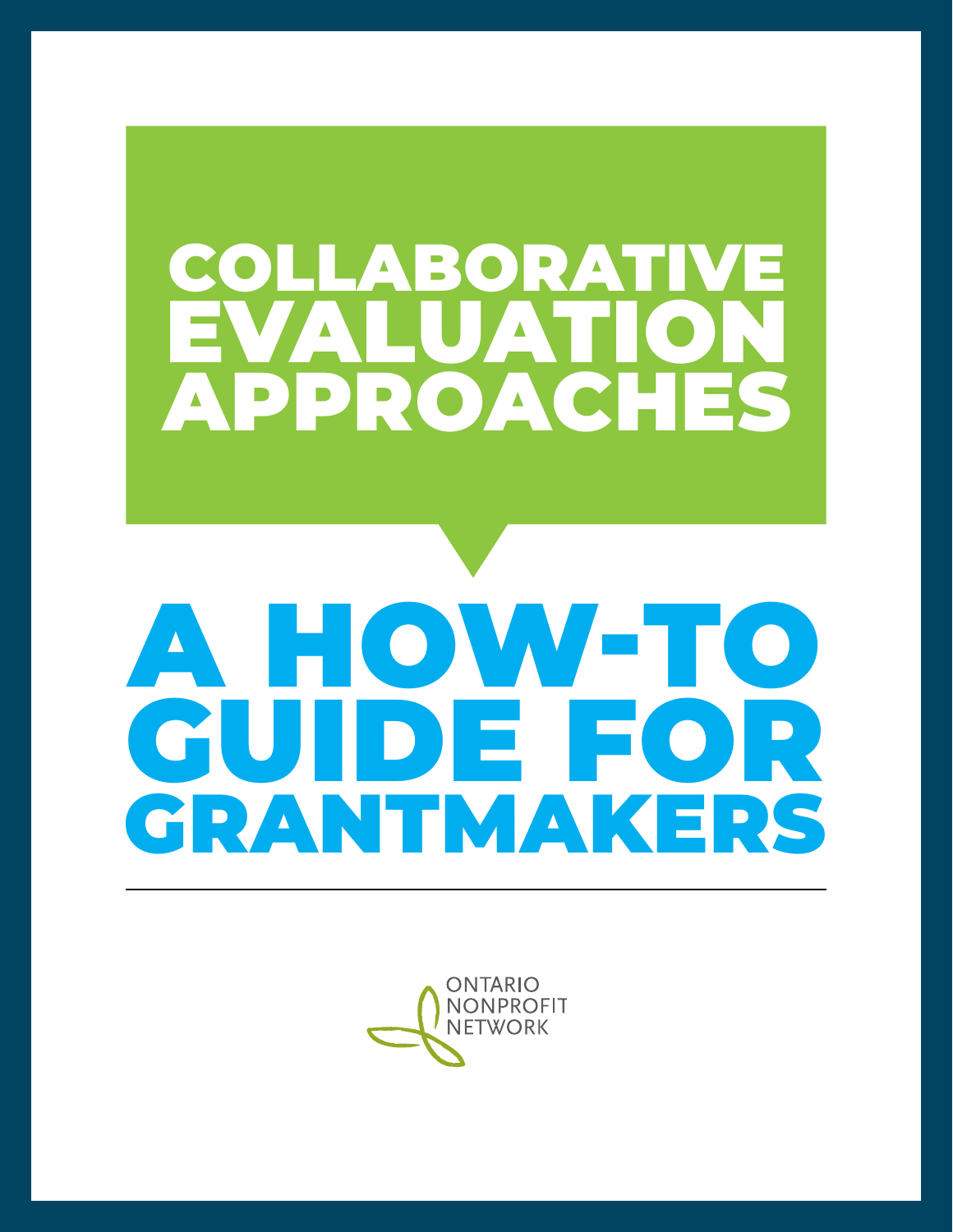# COLLABORATIVE EVALUATION APPROACHES

# A HOW-TO GUIDE FOR GRANTMAKERS

ONTARIO NONPROFIT NETWORK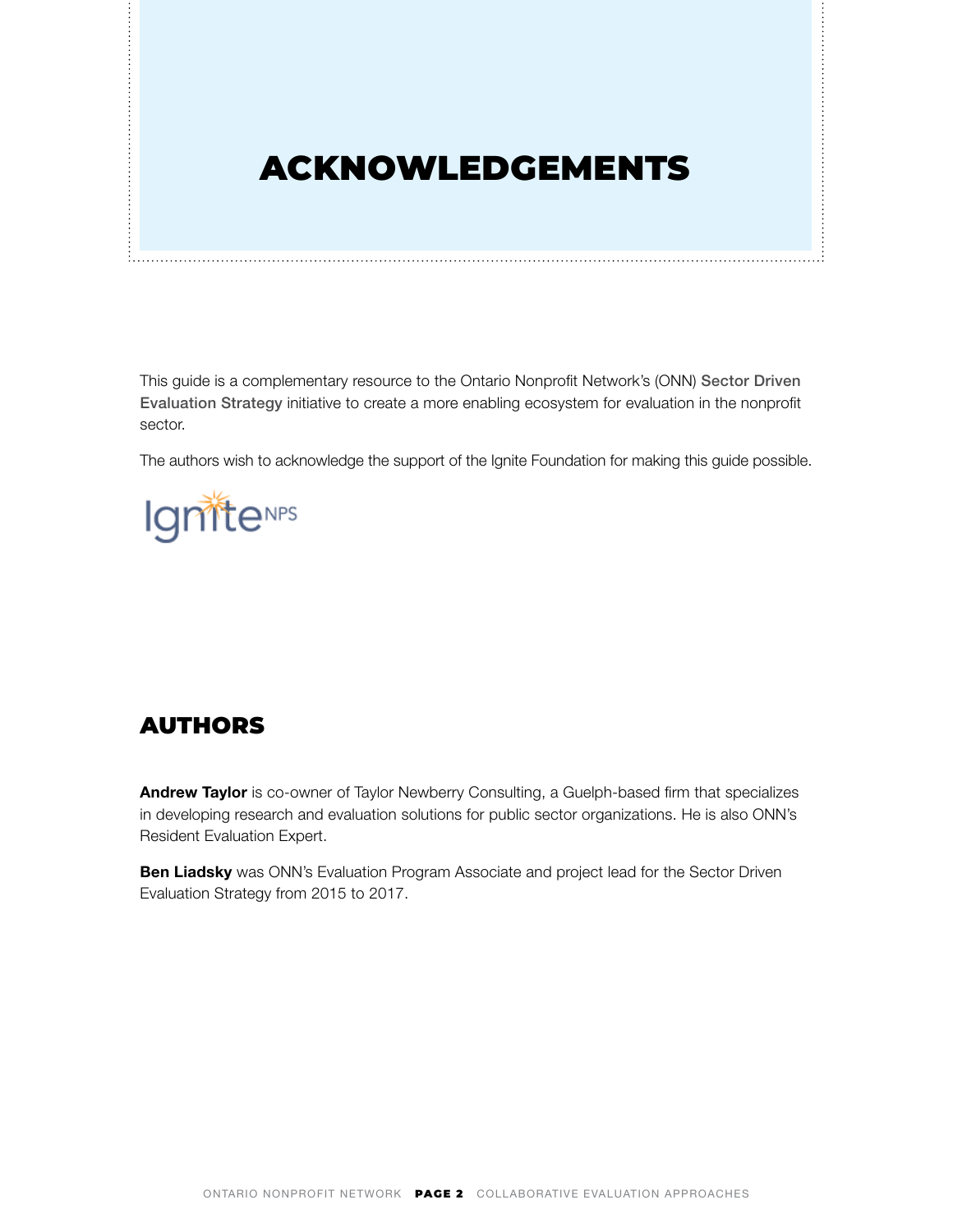# ACKNOWLEDGEMENTS

This guide is a complementary resource to the Ontario Nonprofit Network's (ONN) Sector Driven Evaluation Strategy initiative to create a more enabling ecosystem for evaluation in the nonprofit sector.

The authors wish to acknowledge the support of the Ignite Foundation for making this guide possible.

## AUTHORS

**Andrew Taylor** is co-owner of Taylor Newberry Consulting, a Guelph-based firm that specializes in developing research and evaluation solutions for public sector organizations. He is also ONN's Resident Evaluation Expert.

**Ben Liadsky** was ONN's Evaluation Program Associate and project lead for the Sector Driven Evaluation Strategy from 2015 to 2017.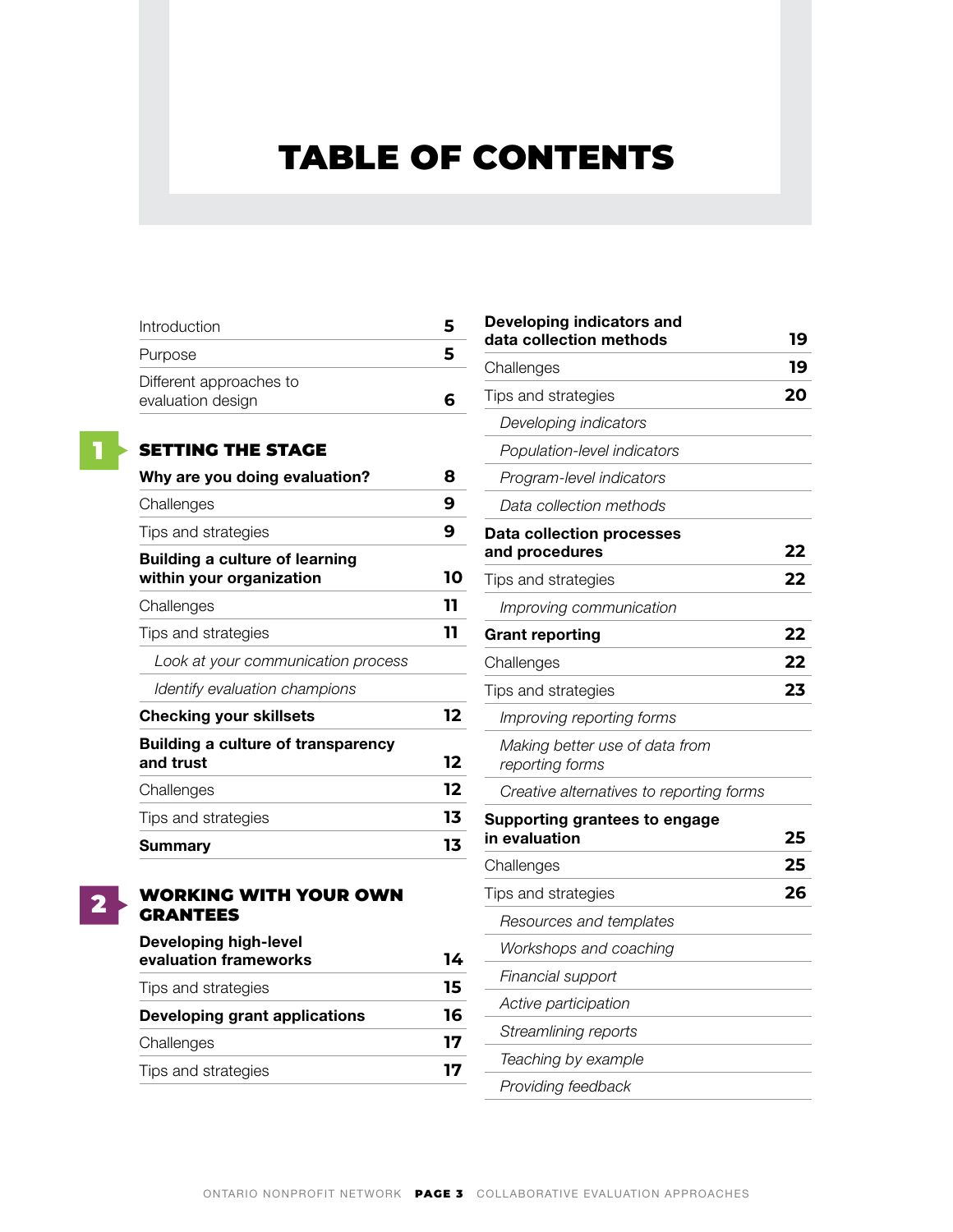# TABLE OF CONTENTS

| | |
|---|---|
| Introduction | 5 |
| Purpose | 5 |
| Different approaches to evaluation design | 6 |

## 1 SETTING THE STAGE

| | |
|---|---|
| **Why are you doing evaluation?** | **8** |
| Challenges | 9 |
| Tips and strategies | 9 |
| **Building a culture of learning within your organization** | **10** |
| Challenges | 11 |
| Tips and strategies | 11 |
| *Look at your communication process* | |
| *Identify evaluation champions* | |
| **Checking your skillsets** | **12** |
| **Building a culture of transparency and trust** | **12** |
| Challenges | 12 |
| Tips and strategies | 13 |
| **Summary** | **13** |

## 2 WORKING WITH YOUR OWN GRANTEES

| | |
|---|---|
| **Developing high-level evaluation frameworks** | **14** |
| Tips and strategies | 15 |
| **Developing grant applications** | **16** |
| Challenges | 17 |
| Tips and strategies | 17 |
| **Developing indicators and data collection methods** | **19** |
| Challenges | 19 |
| Tips and strategies | 20 |
| *Developing indicators* | |
| *Population-level indicators* | |
| *Program-level indicators* | |
| *Data collection methods* | |
| **Data collection processes and procedures** | **22** |
| Tips and strategies | 22 |
| *Improving communication* | |
| **Grant reporting** | **22** |
| Challenges | 22 |
| Tips and strategies | 23 |
| *Improving reporting forms* | |
| *Making better use of data from reporting forms* | |
| *Creative alternatives to reporting forms* | |
| **Supporting grantees to engage in evaluation** | **25** |
| Challenges | 25 |
| Tips and strategies | 26 |
| *Resources and templates* | |
| *Workshops and coaching* | |
| *Financial support* | |
| *Active participation* | |
| *Streamlining reports* | |
| *Teaching by example* | |
| *Providing feedback* | |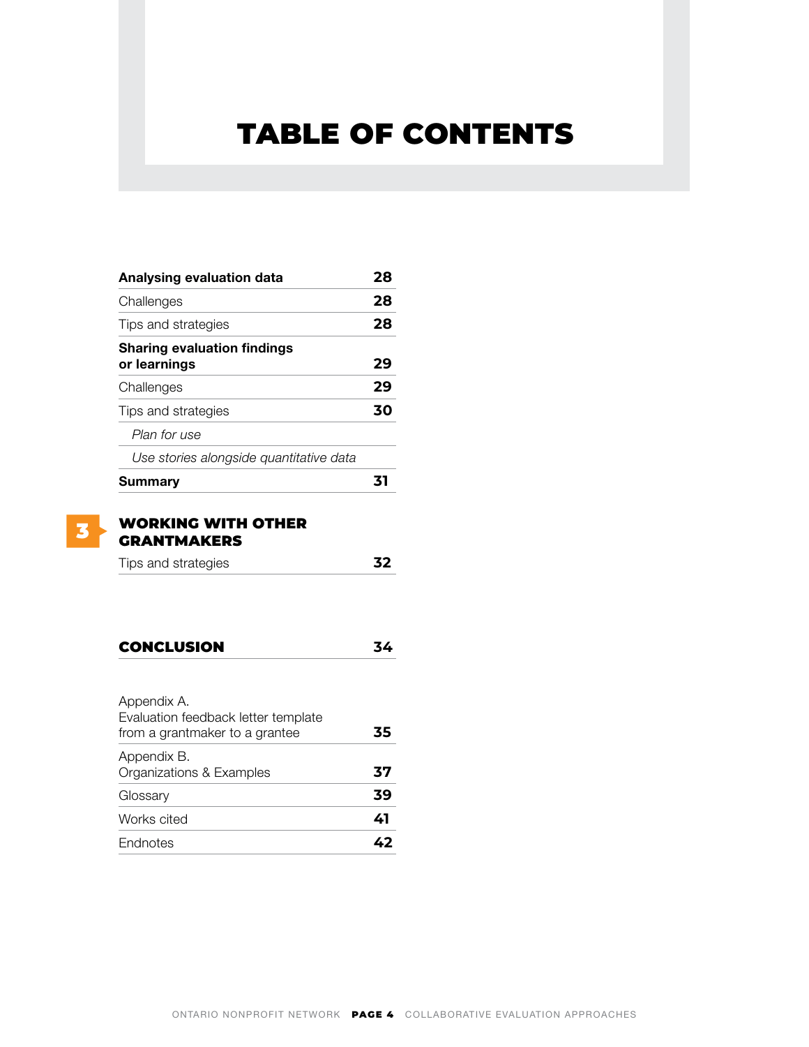# TABLE OF CONTENTS

| | |
|---|---|
| **Analysing evaluation data** | **28** |
| Challenges | **28** |
| Tips and strategies | **28** |
| **Sharing evaluation findings or learnings** | **29** |
| Challenges | **29** |
| Tips and strategies | **30** |
| *Plan for use* | |
| *Use stories alongside quantitative data* | |
| **Summary** | **31** |

## 3 WORKING WITH OTHER GRANTMAKERS

| | |
|---|---|
| Tips and strategies | **32** |

| | |
|---|---|
| **CONCLUSION** | **34** |

| | |
|---|---|
| Appendix A. Evaluation feedback letter template from a grantmaker to a grantee | **35** |
| Appendix B. Organizations & Examples | **37** |
| Glossary | **39** |
| Works cited | **41** |
| Endnotes | **42** |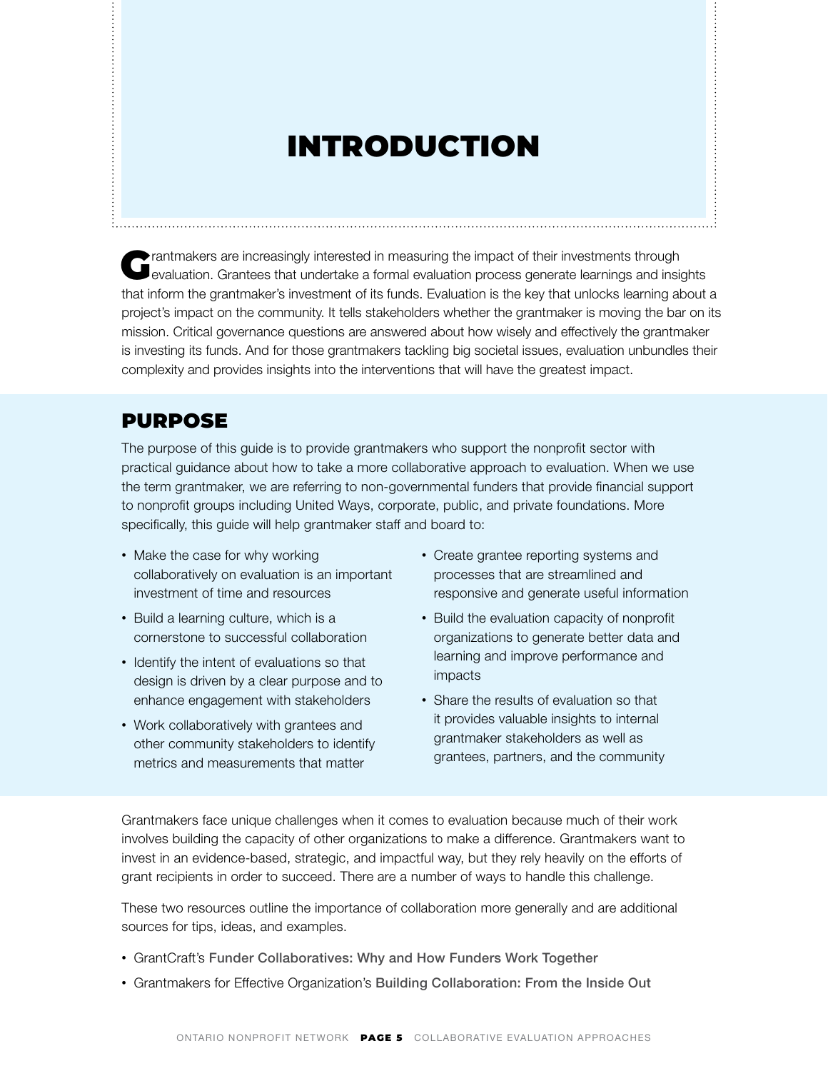# INTRODUCTION

Grantmakers are increasingly interested in measuring the impact of their investments through evaluation. Grantees that undertake a formal evaluation process generate learnings and insights that inform the grantmaker's investment of its funds. Evaluation is the key that unlocks learning about a project's impact on the community. It tells stakeholders whether the grantmaker is moving the bar on its mission. Critical governance questions are answered about how wisely and effectively the grantmaker is investing its funds. And for those grantmakers tackling big societal issues, evaluation unbundles their complexity and provides insights into the interventions that will have the greatest impact.

## PURPOSE

The purpose of this guide is to provide grantmakers who support the nonprofit sector with practical guidance about how to take a more collaborative approach to evaluation. When we use the term grantmaker, we are referring to non-governmental funders that provide financial support to nonprofit groups including United Ways, corporate, public, and private foundations. More specifically, this guide will help grantmaker staff and board to:

- Make the case for why working collaboratively on evaluation is an important investment of time and resources
- Build a learning culture, which is a cornerstone to successful collaboration
- Identify the intent of evaluations so that design is driven by a clear purpose and to enhance engagement with stakeholders
- Work collaboratively with grantees and other community stakeholders to identify metrics and measurements that matter
- Create grantee reporting systems and processes that are streamlined and responsive and generate useful information
- Build the evaluation capacity of nonprofit organizations to generate better data and learning and improve performance and impacts
- Share the results of evaluation so that it provides valuable insights to internal grantmaker stakeholders as well as grantees, partners, and the community

Grantmakers face unique challenges when it comes to evaluation because much of their work involves building the capacity of other organizations to make a difference. Grantmakers want to invest in an evidence-based, strategic, and impactful way, but they rely heavily on the efforts of grant recipients in order to succeed. There are a number of ways to handle this challenge.

These two resources outline the importance of collaboration more generally and are additional sources for tips, ideas, and examples.

- GrantCraft's Funder Collaboratives: Why and How Funders Work Together
- Grantmakers for Effective Organization's Building Collaboration: From the Inside Out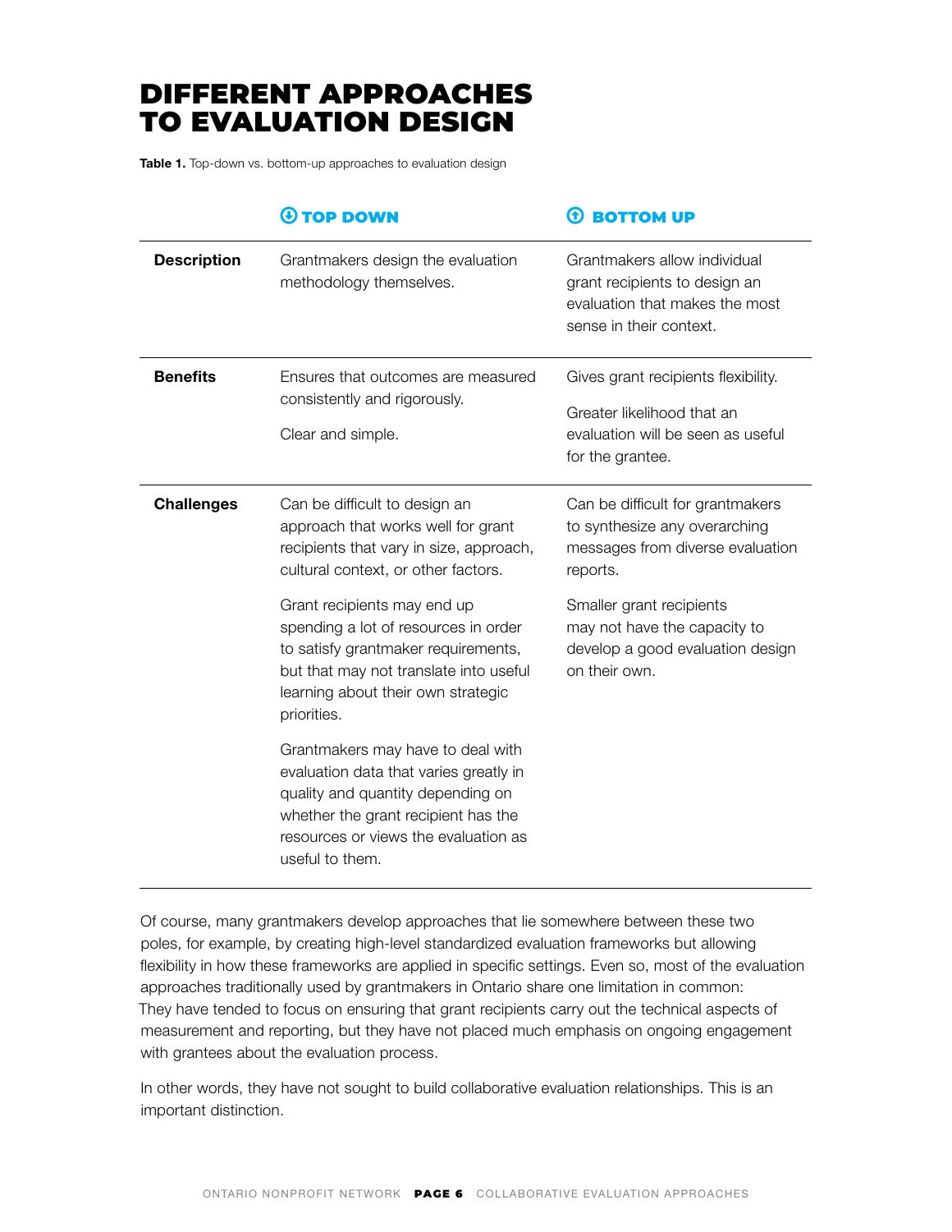# DIFFERENT APPROACHES TO EVALUATION DESIGN

**Table 1.** Top-down vs. bottom-up approaches to evaluation design

| | TOP DOWN | BOTTOM UP |
|---|---|---|
| **Description** | Grantmakers design the evaluation methodology themselves. | Grantmakers allow individual grant recipients to design an evaluation that makes the most sense in their context. |
| **Benefits** | Ensures that outcomes are measured consistently and rigorously.<br><br>Clear and simple. | Gives grant recipients flexibility.<br><br>Greater likelihood that an evaluation will be seen as useful for the grantee. |
| **Challenges** | Can be difficult to design an approach that works well for grant recipients that vary in size, approach, cultural context, or other factors.<br><br>Grant recipients may end up spending a lot of resources in order to satisfy grantmaker requirements, but that may not translate into useful learning about their own strategic priorities.<br><br>Grantmakers may have to deal with evaluation data that varies greatly in quality and quantity depending on whether the grant recipient has the resources or views the evaluation as useful to them. | Can be difficult for grantmakers to synthesize any overarching messages from diverse evaluation reports.<br><br>Smaller grant recipients may not have the capacity to develop a good evaluation design on their own. |

Of course, many grantmakers develop approaches that lie somewhere between these two poles, for example, by creating high-level standardized evaluation frameworks but allowing flexibility in how these frameworks are applied in specific settings. Even so, most of the evaluation approaches traditionally used by grantmakers in Ontario share one limitation in common: They have tended to focus on ensuring that grant recipients carry out the technical aspects of measurement and reporting, but they have not placed much emphasis on ongoing engagement with grantees about the evaluation process.

In other words, they have not sought to build collaborative evaluation relationships. This is an important distinction.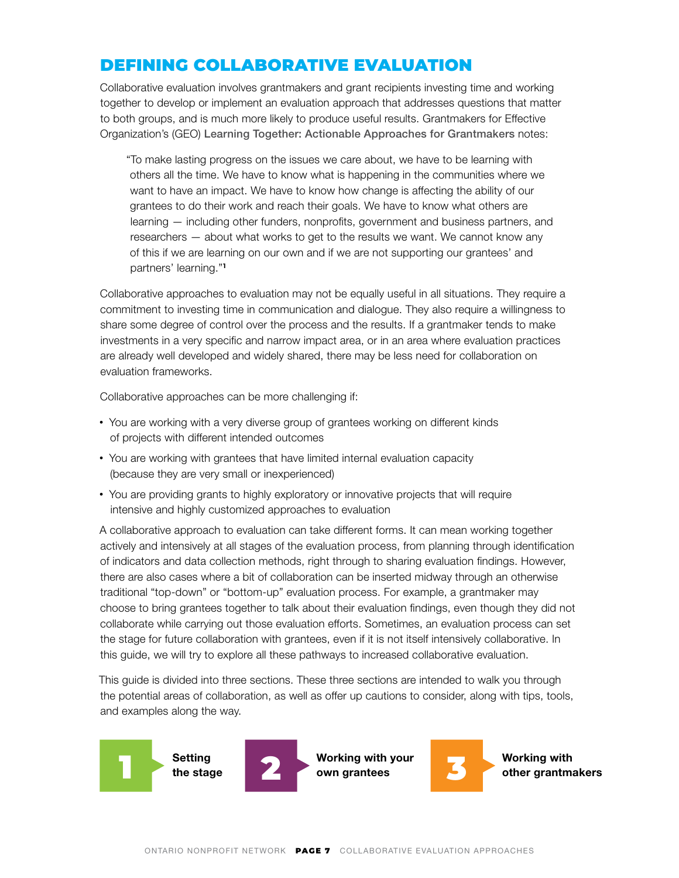# DEFINING COLLABORATIVE EVALUATION

Collaborative evaluation involves grantmakers and grant recipients investing time and working together to develop or implement an evaluation approach that addresses questions that matter to both groups, and is much more likely to produce useful results. Grantmakers for Effective Organization's (GEO) **Learning Together: Actionable Approaches for Grantmakers** notes:

> "To make lasting progress on the issues we care about, we have to be learning with others all the time. We have to know what is happening in the communities where we want to have an impact. We have to know how change is affecting the ability of our grantees to do their work and reach their goals. We have to know what others are learning — including other funders, nonprofits, government and business partners, and researchers — about what works to get to the results we want. We cannot know any of this if we are learning on our own and if we are not supporting our grantees' and partners' learning."[1]

Collaborative approaches to evaluation may not be equally useful in all situations. They require a commitment to investing time in communication and dialogue. They also require a willingness to share some degree of control over the process and the results. If a grantmaker tends to make investments in a very specific and narrow impact area, or in an area where evaluation practices are already well developed and widely shared, there may be less need for collaboration on evaluation frameworks.

Collaborative approaches can be more challenging if:

- You are working with a very diverse group of grantees working on different kinds of projects with different intended outcomes
- You are working with grantees that have limited internal evaluation capacity (because they are very small or inexperienced)
- You are providing grants to highly exploratory or innovative projects that will require intensive and highly customized approaches to evaluation

A collaborative approach to evaluation can take different forms. It can mean working together actively and intensively at all stages of the evaluation process, from planning through identification of indicators and data collection methods, right through to sharing evaluation findings. However, there are also cases where a bit of collaboration can be inserted midway through an otherwise traditional "top-down" or "bottom-up" evaluation process. For example, a grantmaker may choose to bring grantees together to talk about their evaluation findings, even though they did not collaborate while carrying out those evaluation efforts. Sometimes, an evaluation process can set the stage for future collaboration with grantees, even if it is not itself intensively collaborative. In this guide, we will try to explore all these pathways to increased collaborative evaluation.

This guide is divided into three sections. These three sections are intended to walk you through the potential areas of collaboration, as well as offer up cautions to consider, along with tips, tools, and examples along the way.

**1** **Setting the stage**

**2** **Working with your own grantees**

**3** **Working with other grantmakers**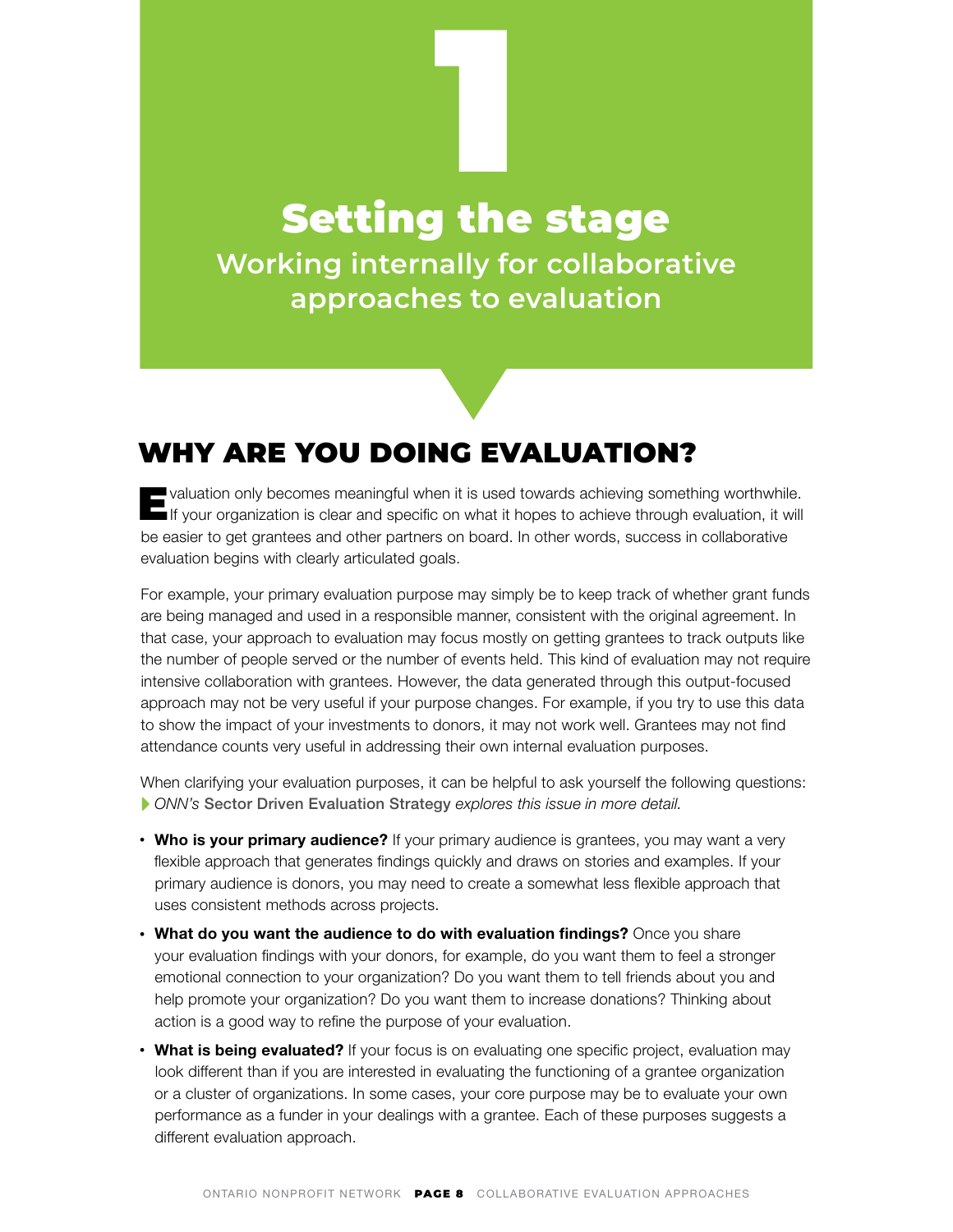# 1

# Setting the stage

## Working internally for collaborative approaches to evaluation

## WHY ARE YOU DOING EVALUATION?

Evaluation only becomes meaningful when it is used towards achieving something worthwhile. If your organization is clear and specific on what it hopes to achieve through evaluation, it will be easier to get grantees and other partners on board. In other words, success in collaborative evaluation begins with clearly articulated goals.

For example, your primary evaluation purpose may simply be to keep track of whether grant funds are being managed and used in a responsible manner, consistent with the original agreement. In that case, your approach to evaluation may focus mostly on getting grantees to track outputs like the number of people served or the number of events held. This kind of evaluation may not require intensive collaboration with grantees. However, the data generated through this output-focused approach may not be very useful if your purpose changes. For example, if you try to use this data to show the impact of your investments to donors, it may not work well. Grantees may not find attendance counts very useful in addressing their own internal evaluation purposes.

When clarifying your evaluation purposes, it can be helpful to ask yourself the following questions:
▶ *ONN's* **Sector Driven Evaluation Strategy** *explores this issue in more detail.*

- **Who is your primary audience?** If your primary audience is grantees, you may want a very flexible approach that generates findings quickly and draws on stories and examples. If your primary audience is donors, you may need to create a somewhat less flexible approach that uses consistent methods across projects.
- **What do you want the audience to do with evaluation findings?** Once you share your evaluation findings with your donors, for example, do you want them to feel a stronger emotional connection to your organization? Do you want them to tell friends about you and help promote your organization? Do you want them to increase donations? Thinking about action is a good way to refine the purpose of your evaluation.
- **What is being evaluated?** If your focus is on evaluating one specific project, evaluation may look different than if you are interested in evaluating the functioning of a grantee organization or a cluster of organizations. In some cases, your core purpose may be to evaluate your own performance as a funder in your dealings with a grantee. Each of these purposes suggests a different evaluation approach.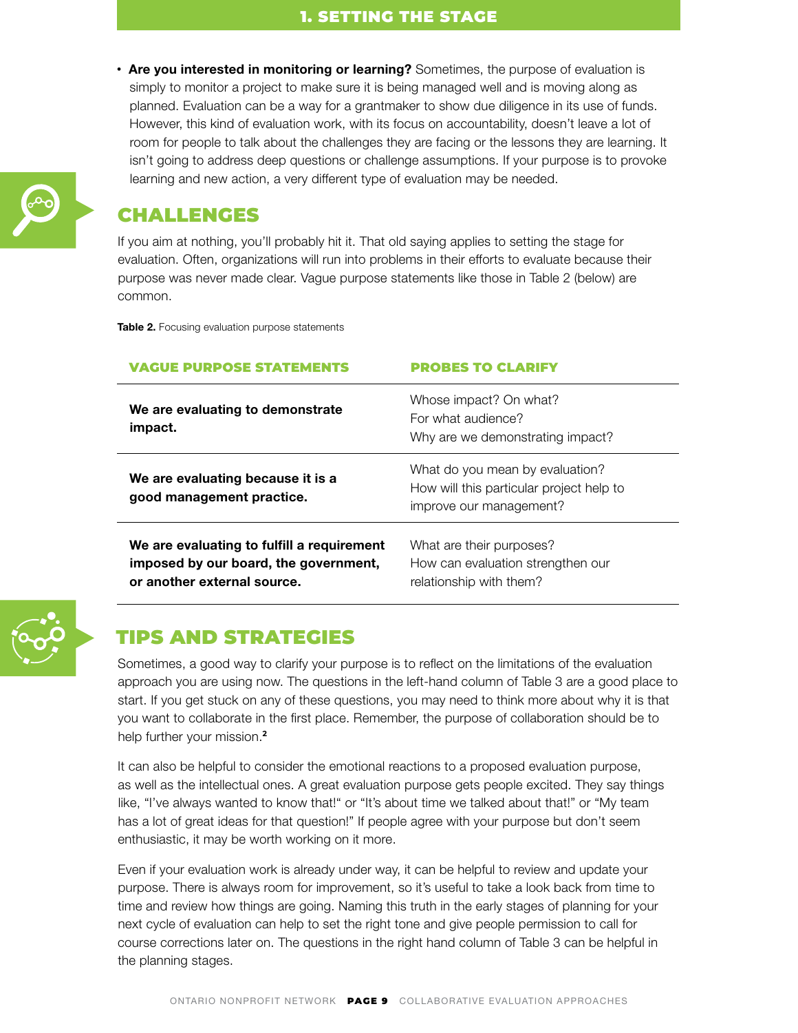- **Are you interested in monitoring or learning?** Sometimes, the purpose of evaluation is simply to monitor a project to make sure it is being managed well and is moving along as planned. Evaluation can be a way for a grantmaker to show due diligence in its use of funds. However, this kind of evaluation work, with its focus on accountability, doesn't leave a lot of room for people to talk about the challenges they are facing or the lessons they are learning. It isn't going to address deep questions or challenge assumptions. If your purpose is to provoke learning and new action, a very different type of evaluation may be needed.

## CHALLENGES

If you aim at nothing, you'll probably hit it. That old saying applies to setting the stage for evaluation. Often, organizations will run into problems in their efforts to evaluate because their purpose was never made clear. Vague purpose statements like those in Table 2 (below) are common.

**Table 2.** Focusing evaluation purpose statements

| VAGUE PURPOSE STATEMENTS | PROBES TO CLARIFY |
|---|---|
| **We are evaluating to demonstrate impact.** | Whose impact? On what?<br>For what audience?<br>Why are we demonstrating impact? |
| **We are evaluating because it is a good management practice.** | What do you mean by evaluation?<br>How will this particular project help to improve our management? |
| **We are evaluating to fulfill a requirement imposed by our board, the government, or another external source.** | What are their purposes?<br>How can evaluation strengthen our relationship with them? |

## TIPS AND STRATEGIES

Sometimes, a good way to clarify your purpose is to reflect on the limitations of the evaluation approach you are using now. The questions in the left-hand column of Table 3 are a good place to start. If you get stuck on any of these questions, you may need to think more about why it is that you want to collaborate in the first place. Remember, the purpose of collaboration should be to help further your mission.[2]

It can also be helpful to consider the emotional reactions to a proposed evaluation purpose, as well as the intellectual ones. A great evaluation purpose gets people excited. They say things like, "I've always wanted to know that!" or "It's about time we talked about that!" or "My team has a lot of great ideas for that question!" If people agree with your purpose but don't seem enthusiastic, it may be worth working on it more.

Even if your evaluation work is already under way, it can be helpful to review and update your purpose. There is always room for improvement, so it's useful to take a look back from time to time and review how things are going. Naming this truth in the early stages of planning for your next cycle of evaluation can help to set the right tone and give people permission to call for course corrections later on. The questions in the right hand column of Table 3 can be helpful in the planning stages.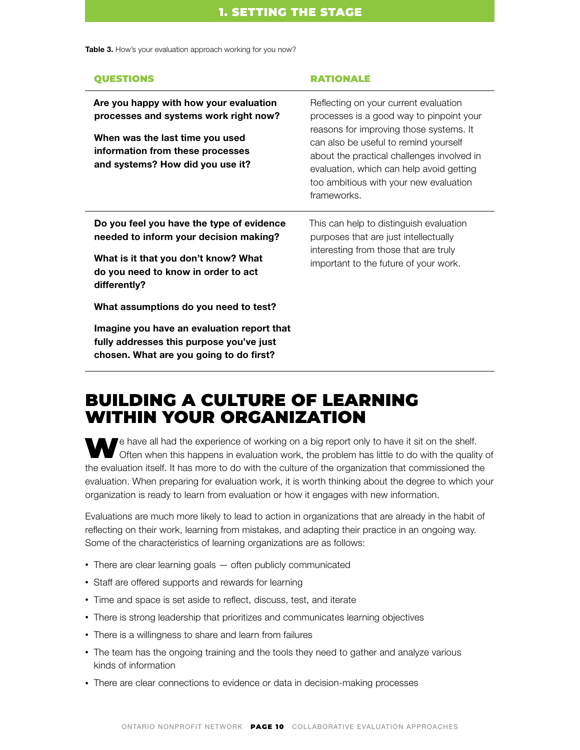**Table 3.** How's your evaluation approach working for you now?

| QUESTIONS | RATIONALE |
|---|---|
| **Are you happy with how your evaluation processes and systems work right now?** <br><br> **When was the last time you used information from these processes and systems? How did you use it?** | Reflecting on your current evaluation processes is a good way to pinpoint your reasons for improving those systems. It can also be useful to remind yourself about the practical challenges involved in evaluation, which can help avoid getting too ambitious with your new evaluation frameworks. |
| **Do you feel you have the type of evidence needed to inform your decision making?** <br><br> **What is it that you don't know? What do you need to know in order to act differently?** <br><br> **What assumptions do you need to test?** <br><br> **Imagine you have an evaluation report that fully addresses this purpose you've just chosen. What are you going to do first?** | This can help to distinguish evaluation purposes that are just intellectually interesting from those that are truly important to the future of your work. |

## BUILDING A CULTURE OF LEARNING WITHIN YOUR ORGANIZATION

We have all had the experience of working on a big report only to have it sit on the shelf. Often when this happens in evaluation work, the problem has little to do with the quality of the evaluation itself. It has more to do with the culture of the organization that commissioned the evaluation. When preparing for evaluation work, it is worth thinking about the degree to which your organization is ready to learn from evaluation or how it engages with new information.

Evaluations are much more likely to lead to action in organizations that are already in the habit of reflecting on their work, learning from mistakes, and adapting their practice in an ongoing way. Some of the characteristics of learning organizations are as follows:

- There are clear learning goals — often publicly communicated
- Staff are offered supports and rewards for learning
- Time and space is set aside to reflect, discuss, test, and iterate
- There is strong leadership that prioritizes and communicates learning objectives
- There is a willingness to share and learn from failures
- The team has the ongoing training and the tools they need to gather and analyze various kinds of information
- There are clear connections to evidence or data in decision-making processes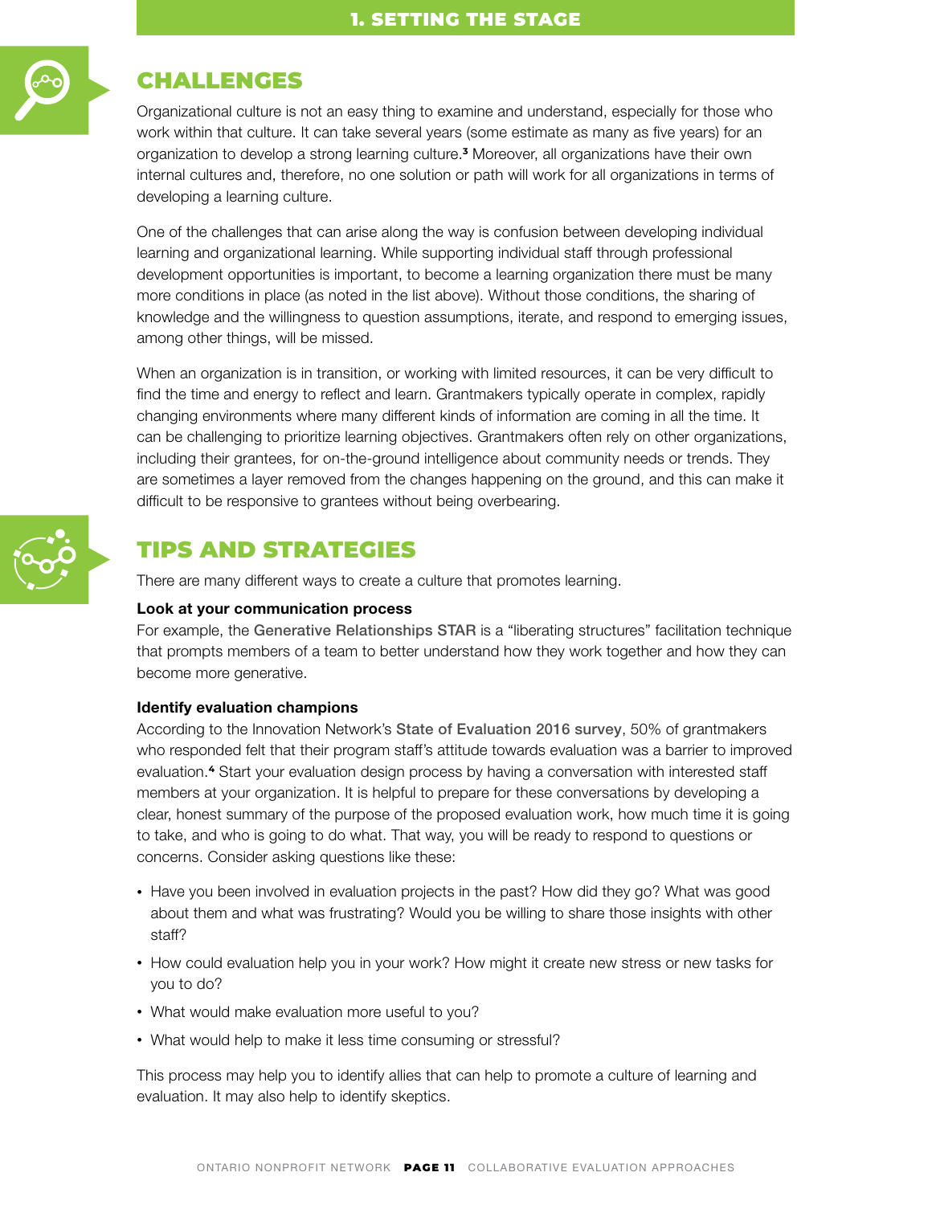## CHALLENGES

Organizational culture is not an easy thing to examine and understand, especially for those who work within that culture. It can take several years (some estimate as many as five years) for an organization to develop a strong learning culture.[3] Moreover, all organizations have their own internal cultures and, therefore, no one solution or path will work for all organizations in terms of developing a learning culture.

One of the challenges that can arise along the way is confusion between developing individual learning and organizational learning. While supporting individual staff through professional development opportunities is important, to become a learning organization there must be many more conditions in place (as noted in the list above). Without those conditions, the sharing of knowledge and the willingness to question assumptions, iterate, and respond to emerging issues, among other things, will be missed.

When an organization is in transition, or working with limited resources, it can be very difficult to find the time and energy to reflect and learn. Grantmakers typically operate in complex, rapidly changing environments where many different kinds of information are coming in all the time. It can be challenging to prioritize learning objectives. Grantmakers often rely on other organizations, including their grantees, for on-the-ground intelligence about community needs or trends. They are sometimes a layer removed from the changes happening on the ground, and this can make it difficult to be responsive to grantees without being overbearing.

## TIPS AND STRATEGIES

There are many different ways to create a culture that promotes learning.

**Look at your communication process**

For example, the Generative Relationships STAR is a "liberating structures" facilitation technique that prompts members of a team to better understand how they work together and how they can become more generative.

**Identify evaluation champions**

According to the Innovation Network's State of Evaluation 2016 survey, 50% of grantmakers who responded felt that their program staff's attitude towards evaluation was a barrier to improved evaluation.[4] Start your evaluation design process by having a conversation with interested staff members at your organization. It is helpful to prepare for these conversations by developing a clear, honest summary of the purpose of the proposed evaluation work, how much time it is going to take, and who is going to do what. That way, you will be ready to respond to questions or concerns. Consider asking questions like these:

- Have you been involved in evaluation projects in the past? How did they go? What was good about them and what was frustrating? Would you be willing to share those insights with other staff?
- How could evaluation help you in your work? How might it create new stress or new tasks for you to do?
- What would make evaluation more useful to you?
- What would help to make it less time consuming or stressful?

This process may help you to identify allies that can help to promote a culture of learning and evaluation. It may also help to identify skeptics.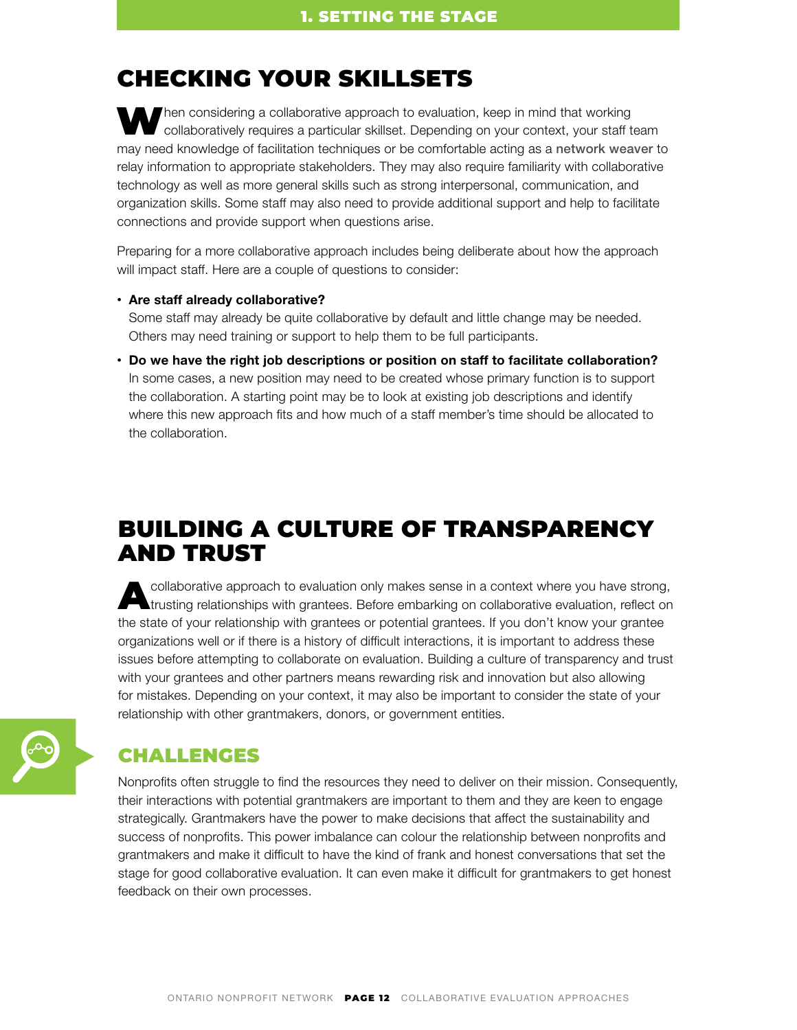## CHECKING YOUR SKILLSETS

When considering a collaborative approach to evaluation, keep in mind that working collaboratively requires a particular skillset. Depending on your context, your staff team may need knowledge of facilitation techniques or be comfortable acting as a **network weaver** to relay information to appropriate stakeholders. They may also require familiarity with collaborative technology as well as more general skills such as strong interpersonal, communication, and organization skills. Some staff may also need to provide additional support and help to facilitate connections and provide support when questions arise.

Preparing for a more collaborative approach includes being deliberate about how the approach will impact staff. Here are a couple of questions to consider:

- **Are staff already collaborative?**
  Some staff may already be quite collaborative by default and little change may be needed. Others may need training or support to help them to be full participants.
- **Do we have the right job descriptions or position on staff to facilitate collaboration?**
  In some cases, a new position may need to be created whose primary function is to support the collaboration. A starting point may be to look at existing job descriptions and identify where this new approach fits and how much of a staff member's time should be allocated to the collaboration.

## BUILDING A CULTURE OF TRANSPARENCY AND TRUST

A collaborative approach to evaluation only makes sense in a context where you have strong, trusting relationships with grantees. Before embarking on collaborative evaluation, reflect on the state of your relationship with grantees or potential grantees. If you don't know your grantee organizations well or if there is a history of difficult interactions, it is important to address these issues before attempting to collaborate on evaluation. Building a culture of transparency and trust with your grantees and other partners means rewarding risk and innovation but also allowing for mistakes. Depending on your context, it may also be important to consider the state of your relationship with other grantmakers, donors, or government entities.

### CHALLENGES

Nonprofits often struggle to find the resources they need to deliver on their mission. Consequently, their interactions with potential grantmakers are important to them and they are keen to engage strategically. Grantmakers have the power to make decisions that affect the sustainability and success of nonprofits. This power imbalance can colour the relationship between nonprofits and grantmakers and make it difficult to have the kind of frank and honest conversations that set the stage for good collaborative evaluation. It can even make it difficult for grantmakers to get honest feedback on their own processes.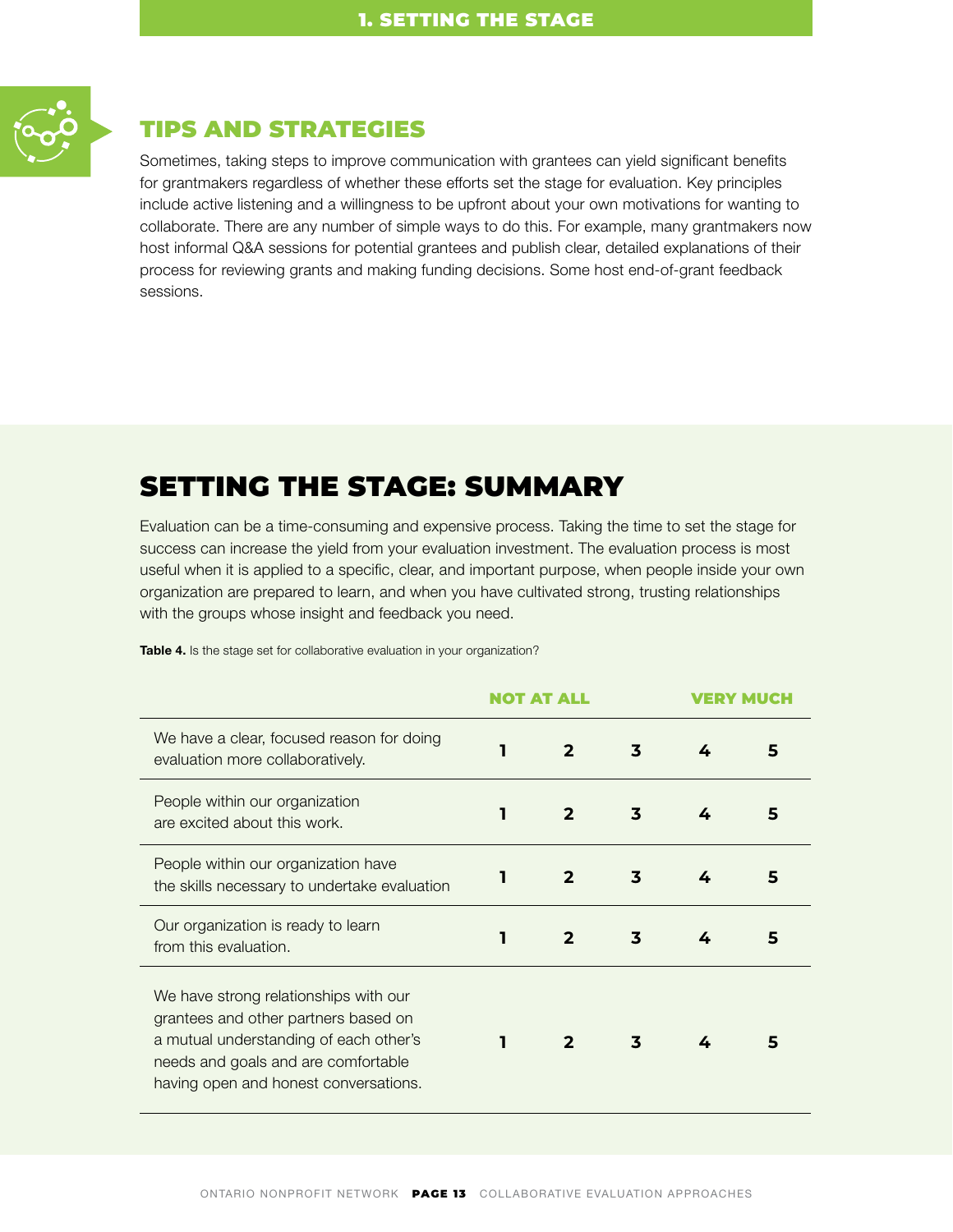## TIPS AND STRATEGIES

Sometimes, taking steps to improve communication with grantees can yield significant benefits for grantmakers regardless of whether these efforts set the stage for evaluation. Key principles include active listening and a willingness to be upfront about your own motivations for wanting to collaborate. There are any number of simple ways to do this. For example, many grantmakers now host informal Q&A sessions for potential grantees and publish clear, detailed explanations of their process for reviewing grants and making funding decisions. Some host end-of-grant feedback sessions.

# SETTING THE STAGE: SUMMARY

Evaluation can be a time-consuming and expensive process. Taking the time to set the stage for success can increase the yield from your evaluation investment. The evaluation process is most useful when it is applied to a specific, clear, and important purpose, when people inside your own organization are prepared to learn, and when you have cultivated strong, trusting relationships with the groups whose insight and feedback you need.

**Table 4.** Is the stage set for collaborative evaluation in your organization?

| | NOT AT ALL | | | | VERY MUCH |
|---|---|---|---|---|---|
| We have a clear, focused reason for doing evaluation more collaboratively. | 1 | 2 | 3 | 4 | 5 |
| People within our organization are excited about this work. | 1 | 2 | 3 | 4 | 5 |
| People within our organization have the skills necessary to undertake evaluation | 1 | 2 | 3 | 4 | 5 |
| Our organization is ready to learn from this evaluation. | 1 | 2 | 3 | 4 | 5 |
| We have strong relationships with our grantees and other partners based on a mutual understanding of each other's needs and goals and are comfortable having open and honest conversations. | 1 | 2 | 3 | 4 | 5 |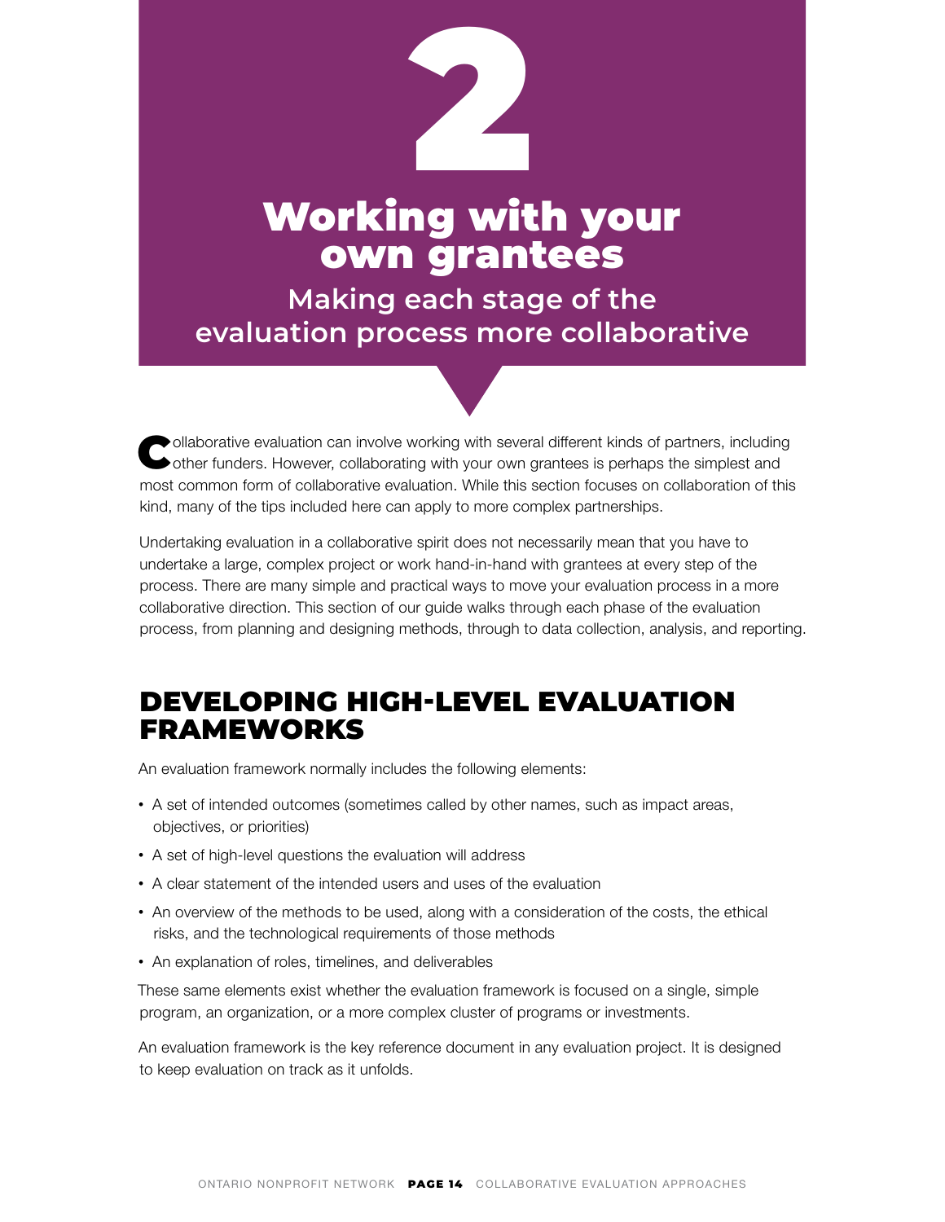# 2

# Working with your own grantees

## Making each stage of the evaluation process more collaborative

Collaborative evaluation can involve working with several different kinds of partners, including other funders. However, collaborating with your own grantees is perhaps the simplest and most common form of collaborative evaluation. While this section focuses on collaboration of this kind, many of the tips included here can apply to more complex partnerships.

Undertaking evaluation in a collaborative spirit does not necessarily mean that you have to undertake a large, complex project or work hand-in-hand with grantees at every step of the process. There are many simple and practical ways to move your evaluation process in a more collaborative direction. This section of our guide walks through each phase of the evaluation process, from planning and designing methods, through to data collection, analysis, and reporting.

## DEVELOPING HIGH-LEVEL EVALUATION FRAMEWORKS

An evaluation framework normally includes the following elements:

- A set of intended outcomes (sometimes called by other names, such as impact areas, objectives, or priorities)
- A set of high-level questions the evaluation will address
- A clear statement of the intended users and uses of the evaluation
- An overview of the methods to be used, along with a consideration of the costs, the ethical risks, and the technological requirements of those methods
- An explanation of roles, timelines, and deliverables

These same elements exist whether the evaluation framework is focused on a single, simple program, an organization, or a more complex cluster of programs or investments.

An evaluation framework is the key reference document in any evaluation project. It is designed to keep evaluation on track as it unfolds.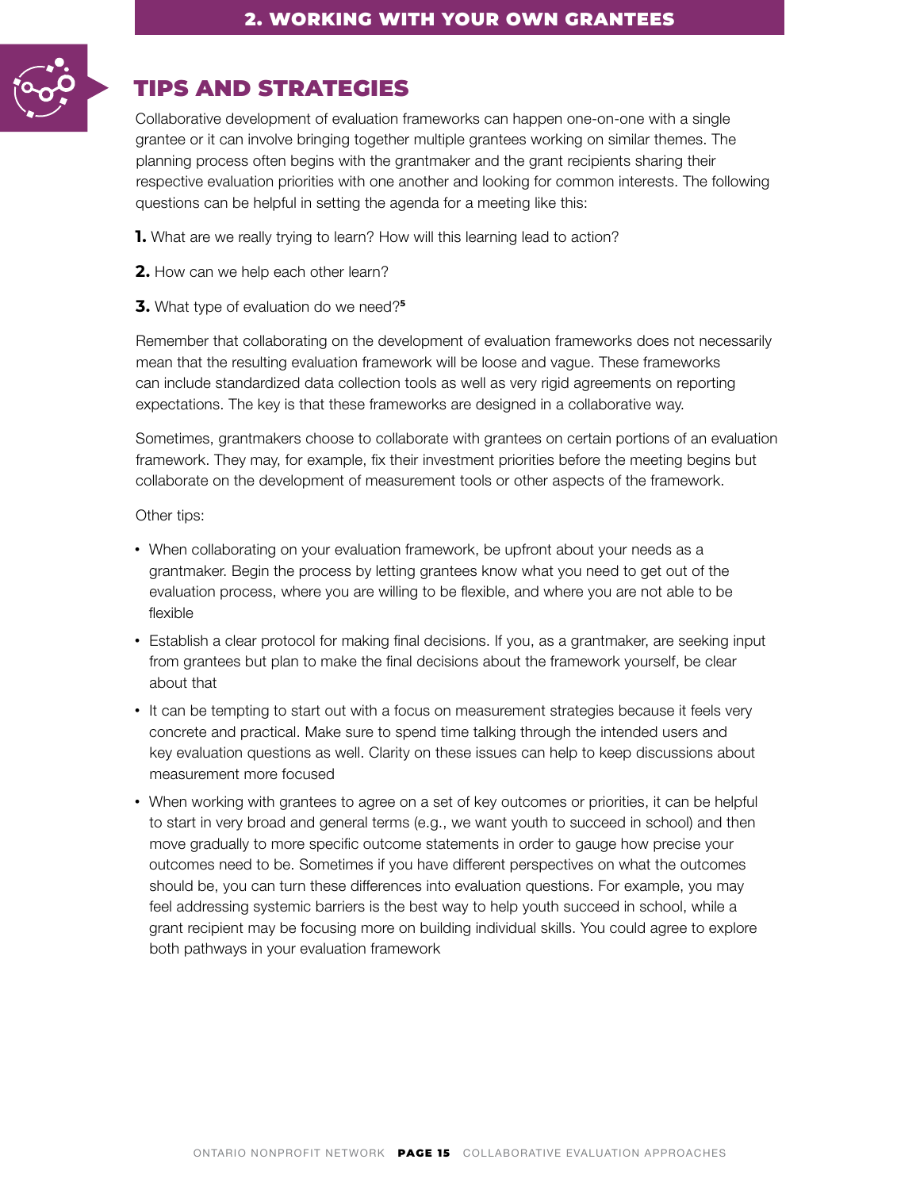## TIPS AND STRATEGIES

Collaborative development of evaluation frameworks can happen one-on-one with a single grantee or it can involve bringing together multiple grantees working on similar themes. The planning process often begins with the grantmaker and the grant recipients sharing their respective evaluation priorities with one another and looking for common interests. The following questions can be helpful in setting the agenda for a meeting like this:

1. What are we really trying to learn? How will this learning lead to action?

2. How can we help each other learn?

3. What type of evaluation do we need?[5]

Remember that collaborating on the development of evaluation frameworks does not necessarily mean that the resulting evaluation framework will be loose and vague. These frameworks can include standardized data collection tools as well as very rigid agreements on reporting expectations. The key is that these frameworks are designed in a collaborative way.

Sometimes, grantmakers choose to collaborate with grantees on certain portions of an evaluation framework. They may, for example, fix their investment priorities before the meeting begins but collaborate on the development of measurement tools or other aspects of the framework.

Other tips:

- When collaborating on your evaluation framework, be upfront about your needs as a grantmaker. Begin the process by letting grantees know what you need to get out of the evaluation process, where you are willing to be flexible, and where you are not able to be flexible
- Establish a clear protocol for making final decisions. If you, as a grantmaker, are seeking input from grantees but plan to make the final decisions about the framework yourself, be clear about that
- It can be tempting to start out with a focus on measurement strategies because it feels very concrete and practical. Make sure to spend time talking through the intended users and key evaluation questions as well. Clarity on these issues can help to keep discussions about measurement more focused
- When working with grantees to agree on a set of key outcomes or priorities, it can be helpful to start in very broad and general terms (e.g., we want youth to succeed in school) and then move gradually to more specific outcome statements in order to gauge how precise your outcomes need to be. Sometimes if you have different perspectives on what the outcomes should be, you can turn these differences into evaluation questions. For example, you may feel addressing systemic barriers is the best way to help youth succeed in school, while a grant recipient may be focusing more on building individual skills. You could agree to explore both pathways in your evaluation framework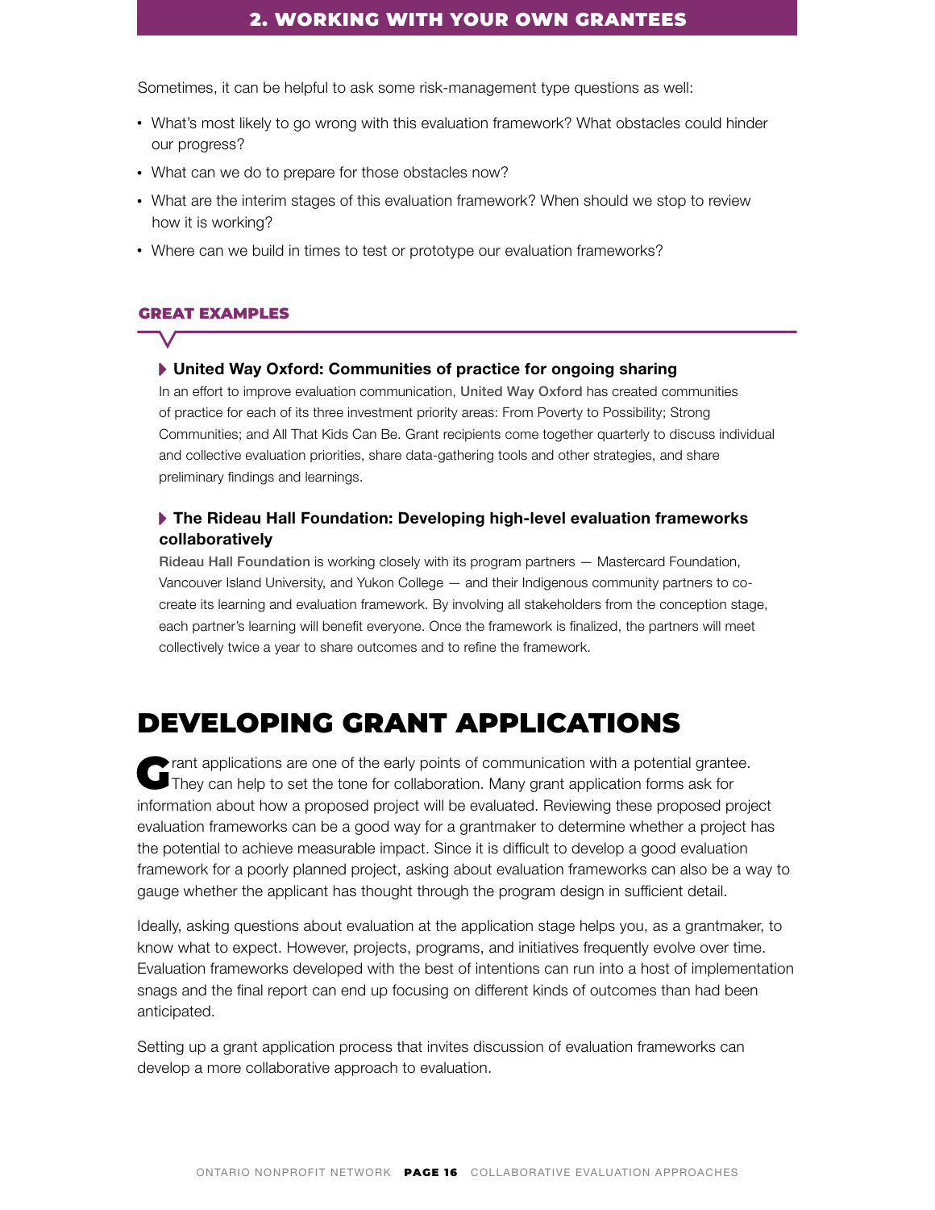## 2. WORKING WITH YOUR OWN GRANTEES

Sometimes, it can be helpful to ask some risk-management type questions as well:

- What's most likely to go wrong with this evaluation framework? What obstacles could hinder our progress?
- What can we do to prepare for those obstacles now?
- What are the interim stages of this evaluation framework? When should we stop to review how it is working?
- Where can we build in times to test or prototype our evaluation frameworks?

### GREAT EXAMPLES

**United Way Oxford: Communities of practice for ongoing sharing**

In an effort to improve evaluation communication, United Way Oxford has created communities of practice for each of its three investment priority areas: From Poverty to Possibility; Strong Communities; and All That Kids Can Be. Grant recipients come together quarterly to discuss individual and collective evaluation priorities, share data-gathering tools and other strategies, and share preliminary findings and learnings.

**The Rideau Hall Foundation: Developing high-level evaluation frameworks collaboratively**

Rideau Hall Foundation is working closely with its program partners — Mastercard Foundation, Vancouver Island University, and Yukon College — and their Indigenous community partners to co-create its learning and evaluation framework. By involving all stakeholders from the conception stage, each partner's learning will benefit everyone. Once the framework is finalized, the partners will meet collectively twice a year to share outcomes and to refine the framework.

# DEVELOPING GRANT APPLICATIONS

Grant applications are one of the early points of communication with a potential grantee. They can help to set the tone for collaboration. Many grant application forms ask for information about how a proposed project will be evaluated. Reviewing these proposed project evaluation frameworks can be a good way for a grantmaker to determine whether a project has the potential to achieve measurable impact. Since it is difficult to develop a good evaluation framework for a poorly planned project, asking about evaluation frameworks can also be a way to gauge whether the applicant has thought through the program design in sufficient detail.

Ideally, asking questions about evaluation at the application stage helps you, as a grantmaker, to know what to expect. However, projects, programs, and initiatives frequently evolve over time. Evaluation frameworks developed with the best of intentions can run into a host of implementation snags and the final report can end up focusing on different kinds of outcomes than had been anticipated.

Setting up a grant application process that invites discussion of evaluation frameworks can develop a more collaborative approach to evaluation.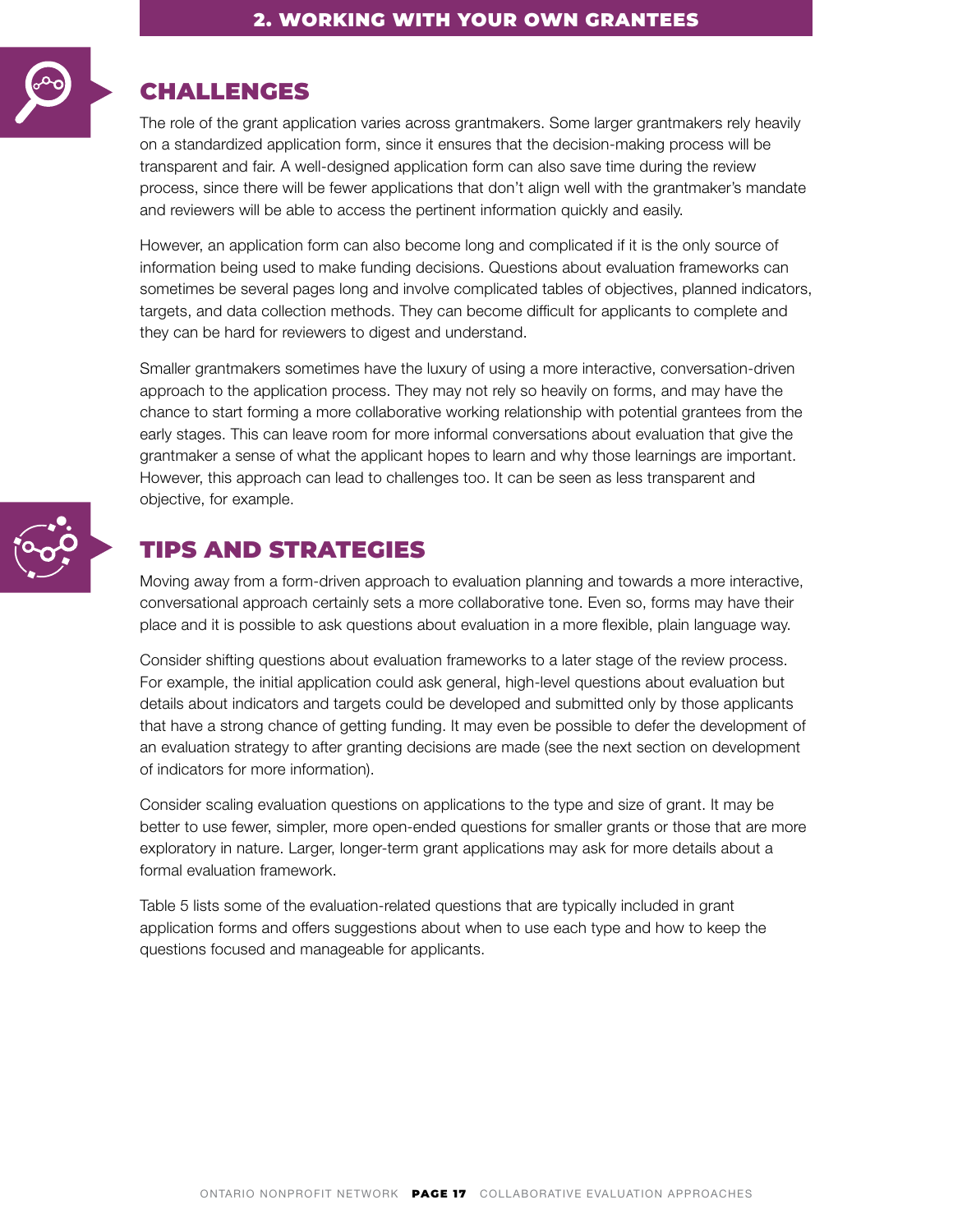## CHALLENGES

The role of the grant application varies across grantmakers. Some larger grantmakers rely heavily on a standardized application form, since it ensures that the decision-making process will be transparent and fair. A well-designed application form can also save time during the review process, since there will be fewer applications that don't align well with the grantmaker's mandate and reviewers will be able to access the pertinent information quickly and easily.

However, an application form can also become long and complicated if it is the only source of information being used to make funding decisions. Questions about evaluation frameworks can sometimes be several pages long and involve complicated tables of objectives, planned indicators, targets, and data collection methods. They can become difficult for applicants to complete and they can be hard for reviewers to digest and understand.

Smaller grantmakers sometimes have the luxury of using a more interactive, conversation-driven approach to the application process. They may not rely so heavily on forms, and may have the chance to start forming a more collaborative working relationship with potential grantees from the early stages. This can leave room for more informal conversations about evaluation that give the grantmaker a sense of what the applicant hopes to learn and why those learnings are important. However, this approach can lead to challenges too. It can be seen as less transparent and objective, for example.

## TIPS AND STRATEGIES

Moving away from a form-driven approach to evaluation planning and towards a more interactive, conversational approach certainly sets a more collaborative tone. Even so, forms may have their place and it is possible to ask questions about evaluation in a more flexible, plain language way.

Consider shifting questions about evaluation frameworks to a later stage of the review process. For example, the initial application could ask general, high-level questions about evaluation but details about indicators and targets could be developed and submitted only by those applicants that have a strong chance of getting funding. It may even be possible to defer the development of an evaluation strategy to after granting decisions are made (see the next section on development of indicators for more information).

Consider scaling evaluation questions on applications to the type and size of grant. It may be better to use fewer, simpler, more open-ended questions for smaller grants or those that are more exploratory in nature. Larger, longer-term grant applications may ask for more details about a formal evaluation framework.

Table 5 lists some of the evaluation-related questions that are typically included in grant application forms and offers suggestions about when to use each type and how to keep the questions focused and manageable for applicants.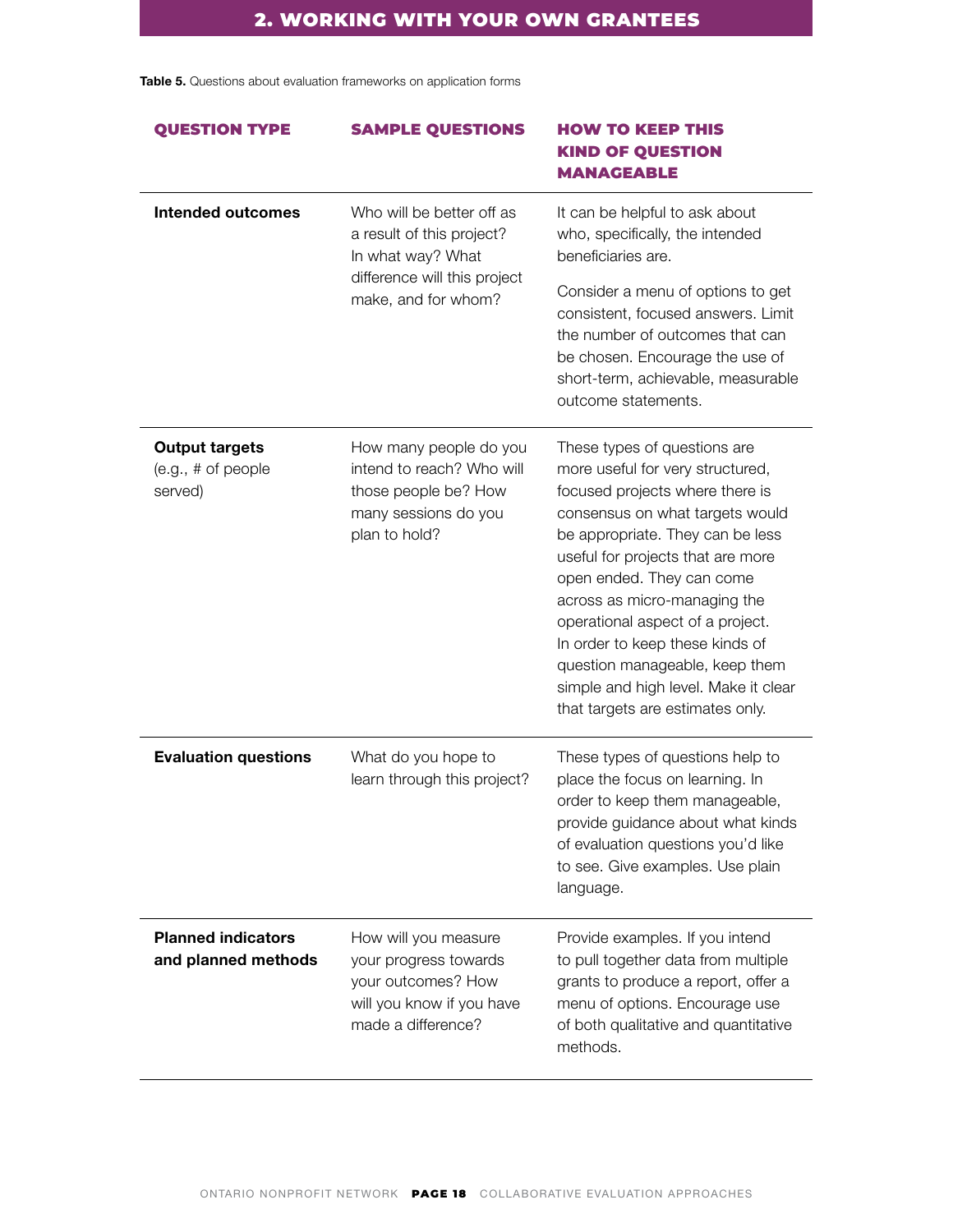## 2. WORKING WITH YOUR OWN GRANTEES

**Table 5.** Questions about evaluation frameworks on application forms

| QUESTION TYPE | SAMPLE QUESTIONS | HOW TO KEEP THIS KIND OF QUESTION MANAGEABLE |
|---|---|---|
| **Intended outcomes** | Who will be better off as a result of this project? In what way? What difference will this project make, and for whom? | It can be helpful to ask about who, specifically, the intended beneficiaries are. Consider a menu of options to get consistent, focused answers. Limit the number of outcomes that can be chosen. Encourage the use of short-term, achievable, measurable outcome statements. |
| **Output targets** (e.g., # of people served) | How many people do you intend to reach? Who will those people be? How many sessions do you plan to hold? | These types of questions are more useful for very structured, focused projects where there is consensus on what targets would be appropriate. They can be less useful for projects that are more open ended. They can come across as micro-managing the operational aspect of a project. In order to keep these kinds of question manageable, keep them simple and high level. Make it clear that targets are estimates only. |
| **Evaluation questions** | What do you hope to learn through this project? | These types of questions help to place the focus on learning. In order to keep them manageable, provide guidance about what kinds of evaluation questions you'd like to see. Give examples. Use plain language. |
| **Planned indicators and planned methods** | How will you measure your progress towards your outcomes? How will you know if you have made a difference? | Provide examples. If you intend to pull together data from multiple grants to produce a report, offer a menu of options. Encourage use of both qualitative and quantitative methods. |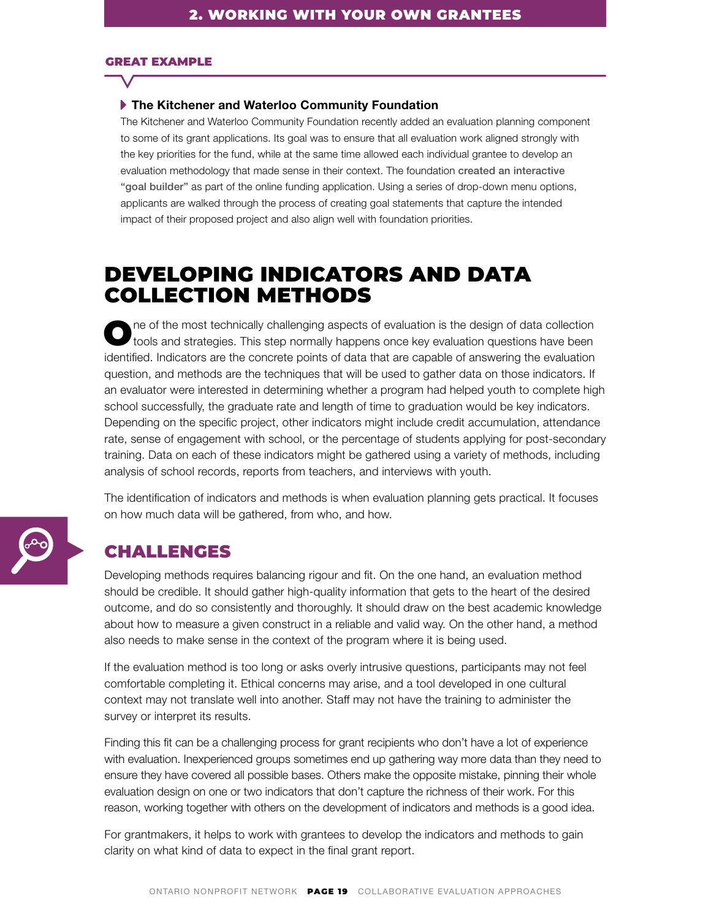**GREAT EXAMPLE**

**The Kitchener and Waterloo Community Foundation**

The Kitchener and Waterloo Community Foundation recently added an evaluation planning component to some of its grant applications. Its goal was to ensure that all evaluation work aligned strongly with the key priorities for the fund, while at the same time allowed each individual grantee to develop an evaluation methodology that made sense in their context. The foundation **created an interactive "goal builder"** as part of the online funding application. Using a series of drop-down menu options, applicants are walked through the process of creating goal statements that capture the intended impact of their proposed project and also align well with foundation priorities.

# DEVELOPING INDICATORS AND DATA COLLECTION METHODS

One of the most technically challenging aspects of evaluation is the design of data collection tools and strategies. This step normally happens once key evaluation questions have been identified. Indicators are the concrete points of data that are capable of answering the evaluation question, and methods are the techniques that will be used to gather data on those indicators. If an evaluator were interested in determining whether a program had helped youth to complete high school successfully, the graduate rate and length of time to graduation would be key indicators. Depending on the specific project, other indicators might include credit accumulation, attendance rate, sense of engagement with school, or the percentage of students applying for post-secondary training. Data on each of these indicators might be gathered using a variety of methods, including analysis of school records, reports from teachers, and interviews with youth.

The identification of indicators and methods is when evaluation planning gets practical. It focuses on how much data will be gathered, from who, and how.

## CHALLENGES

Developing methods requires balancing rigour and fit. On the one hand, an evaluation method should be credible. It should gather high-quality information that gets to the heart of the desired outcome, and do so consistently and thoroughly. It should draw on the best academic knowledge about how to measure a given construct in a reliable and valid way. On the other hand, a method also needs to make sense in the context of the program where it is being used.

If the evaluation method is too long or asks overly intrusive questions, participants may not feel comfortable completing it. Ethical concerns may arise, and a tool developed in one cultural context may not translate well into another. Staff may not have the training to administer the survey or interpret its results.

Finding this fit can be a challenging process for grant recipients who don't have a lot of experience with evaluation. Inexperienced groups sometimes end up gathering way more data than they need to ensure they have covered all possible bases. Others make the opposite mistake, pinning their whole evaluation design on one or two indicators that don't capture the richness of their work. For this reason, working together with others on the development of indicators and methods is a good idea.

For grantmakers, it helps to work with grantees to develop the indicators and methods to gain clarity on what kind of data to expect in the final grant report.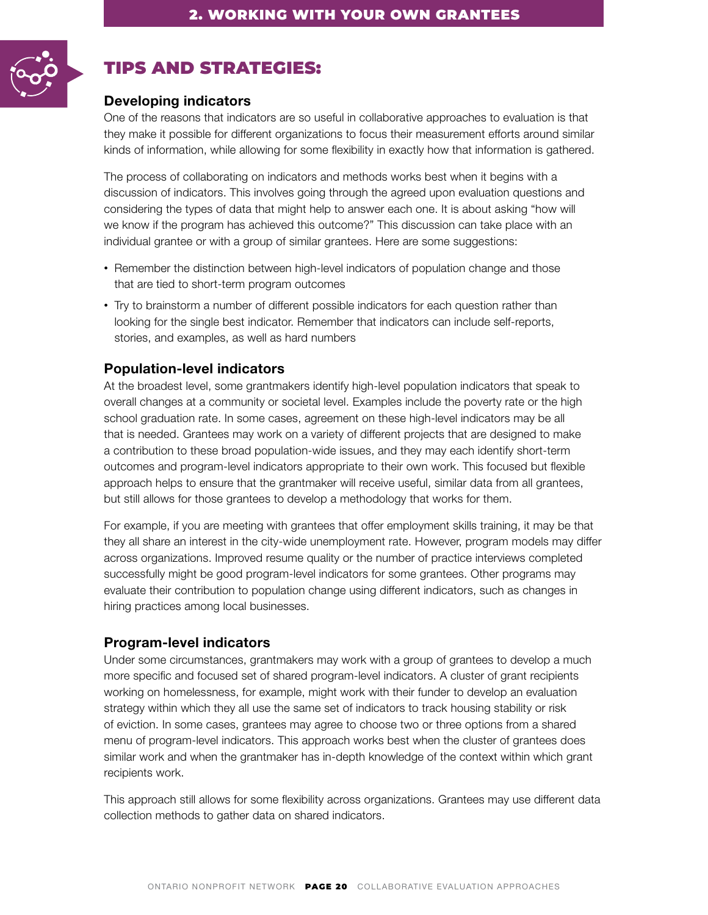## TIPS AND STRATEGIES:

### Developing indicators

One of the reasons that indicators are so useful in collaborative approaches to evaluation is that they make it possible for different organizations to focus their measurement efforts around similar kinds of information, while allowing for some flexibility in exactly how that information is gathered.

The process of collaborating on indicators and methods works best when it begins with a discussion of indicators. This involves going through the agreed upon evaluation questions and considering the types of data that might help to answer each one. It is about asking "how will we know if the program has achieved this outcome?" This discussion can take place with an individual grantee or with a group of similar grantees. Here are some suggestions:

- Remember the distinction between high-level indicators of population change and those that are tied to short-term program outcomes
- Try to brainstorm a number of different possible indicators for each question rather than looking for the single best indicator. Remember that indicators can include self-reports, stories, and examples, as well as hard numbers

### Population-level indicators

At the broadest level, some grantmakers identify high-level population indicators that speak to overall changes at a community or societal level. Examples include the poverty rate or the high school graduation rate. In some cases, agreement on these high-level indicators may be all that is needed. Grantees may work on a variety of different projects that are designed to make a contribution to these broad population-wide issues, and they may each identify short-term outcomes and program-level indicators appropriate to their own work. This focused but flexible approach helps to ensure that the grantmaker will receive useful, similar data from all grantees, but still allows for those grantees to develop a methodology that works for them.

For example, if you are meeting with grantees that offer employment skills training, it may be that they all share an interest in the city-wide unemployment rate. However, program models may differ across organizations. Improved resume quality or the number of practice interviews completed successfully might be good program-level indicators for some grantees. Other programs may evaluate their contribution to population change using different indicators, such as changes in hiring practices among local businesses.

### Program-level indicators

Under some circumstances, grantmakers may work with a group of grantees to develop a much more specific and focused set of shared program-level indicators. A cluster of grant recipients working on homelessness, for example, might work with their funder to develop an evaluation strategy within which they all use the same set of indicators to track housing stability or risk of eviction. In some cases, grantees may agree to choose two or three options from a shared menu of program-level indicators. This approach works best when the cluster of grantees does similar work and when the grantmaker has in-depth knowledge of the context within which grant recipients work.

This approach still allows for some flexibility across organizations. Grantees may use different data collection methods to gather data on shared indicators.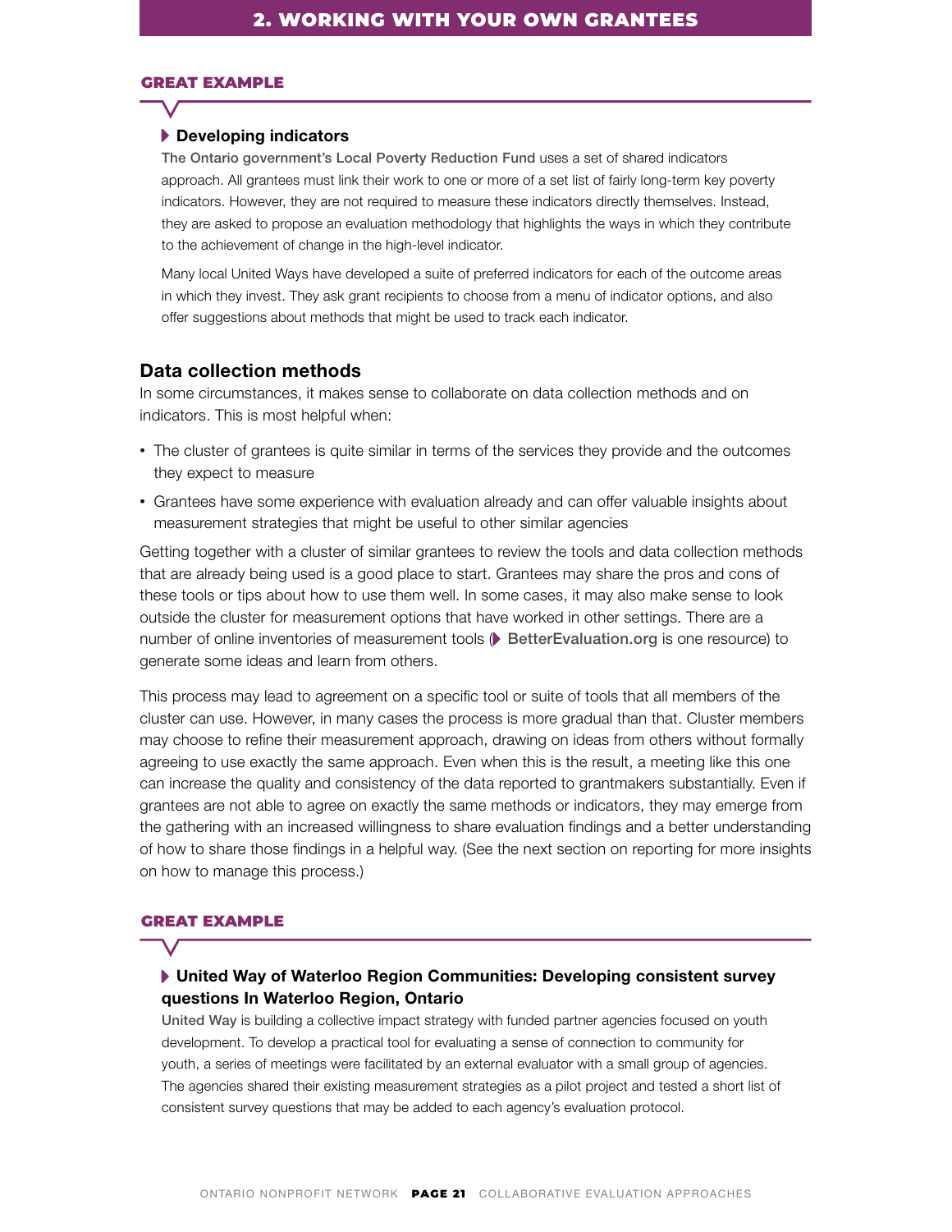## 2. WORKING WITH YOUR OWN GRANTEES

**GREAT EXAMPLE**

### Developing indicators

The Ontario government's Local Poverty Reduction Fund uses a set of shared indicators approach. All grantees must link their work to one or more of a set list of fairly long-term key poverty indicators. However, they are not required to measure these indicators directly themselves. Instead, they are asked to propose an evaluation methodology that highlights the ways in which they contribute to the achievement of change in the high-level indicator.

Many local United Ways have developed a suite of preferred indicators for each of the outcome areas in which they invest. They ask grant recipients to choose from a menu of indicator options, and also offer suggestions about methods that might be used to track each indicator.

### Data collection methods

In some circumstances, it makes sense to collaborate on data collection methods and on indicators. This is most helpful when:

- The cluster of grantees is quite similar in terms of the services they provide and the outcomes they expect to measure
- Grantees have some experience with evaluation already and can offer valuable insights about measurement strategies that might be useful to other similar agencies

Getting together with a cluster of similar grantees to review the tools and data collection methods that are already being used is a good place to start. Grantees may share the pros and cons of these tools or tips about how to use them well. In some cases, it may also make sense to look outside the cluster for measurement options that have worked in other settings. There are a number of online inventories of measurement tools (BetterEvaluation.org is one resource) to generate some ideas and learn from others.

This process may lead to agreement on a specific tool or suite of tools that all members of the cluster can use. However, in many cases the process is more gradual than that. Cluster members may choose to refine their measurement approach, drawing on ideas from others without formally agreeing to use exactly the same approach. Even when this is the result, a meeting like this one can increase the quality and consistency of the data reported to grantmakers substantially. Even if grantees are not able to agree on exactly the same methods or indicators, they may emerge from the gathering with an increased willingness to share evaluation findings and a better understanding of how to share those findings in a helpful way. (See the next section on reporting for more insights on how to manage this process.)

**GREAT EXAMPLE**

### United Way of Waterloo Region Communities: Developing consistent survey questions In Waterloo Region, Ontario

United Way is building a collective impact strategy with funded partner agencies focused on youth development. To develop a practical tool for evaluating a sense of connection to community for youth, a series of meetings were facilitated by an external evaluator with a small group of agencies. The agencies shared their existing measurement strategies as a pilot project and tested a short list of consistent survey questions that may be added to each agency's evaluation protocol.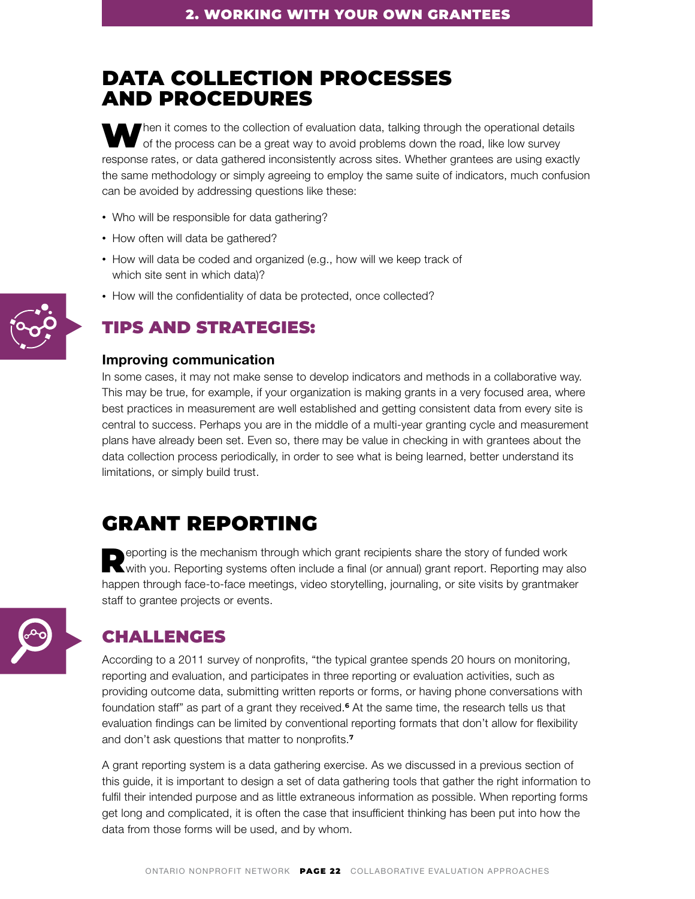## DATA COLLECTION PROCESSES AND PROCEDURES

When it comes to the collection of evaluation data, talking through the operational details of the process can be a great way to avoid problems down the road, like low survey response rates, or data gathered inconsistently across sites. Whether grantees are using exactly the same methodology or simply agreeing to employ the same suite of indicators, much confusion can be avoided by addressing questions like these:

- Who will be responsible for data gathering?
- How often will data be gathered?
- How will data be coded and organized (e.g., how will we keep track of which site sent in which data)?
- How will the confidentiality of data be protected, once collected?

### TIPS AND STRATEGIES:

**Improving communication**

In some cases, it may not make sense to develop indicators and methods in a collaborative way. This may be true, for example, if your organization is making grants in a very focused area, where best practices in measurement are well established and getting consistent data from every site is central to success. Perhaps you are in the middle of a multi-year granting cycle and measurement plans have already been set. Even so, there may be value in checking in with grantees about the data collection process periodically, in order to see what is being learned, better understand its limitations, or simply build trust.

## GRANT REPORTING

Reporting is the mechanism through which grant recipients share the story of funded work with you. Reporting systems often include a final (or annual) grant report. Reporting may also happen through face-to-face meetings, video storytelling, journaling, or site visits by grantmaker staff to grantee projects or events.

### CHALLENGES

According to a 2011 survey of nonprofits, "the typical grantee spends 20 hours on monitoring, reporting and evaluation, and participates in three reporting or evaluation activities, such as providing outcome data, submitting written reports or forms, or having phone conversations with foundation staff" as part of a grant they received.[6] At the same time, the research tells us that evaluation findings can be limited by conventional reporting formats that don't allow for flexibility and don't ask questions that matter to nonprofits.[7]

A grant reporting system is a data gathering exercise. As we discussed in a previous section of this guide, it is important to design a set of data gathering tools that gather the right information to fulfil their intended purpose and as little extraneous information as possible. When reporting forms get long and complicated, it is often the case that insufficient thinking has been put into how the data from those forms will be used, and by whom.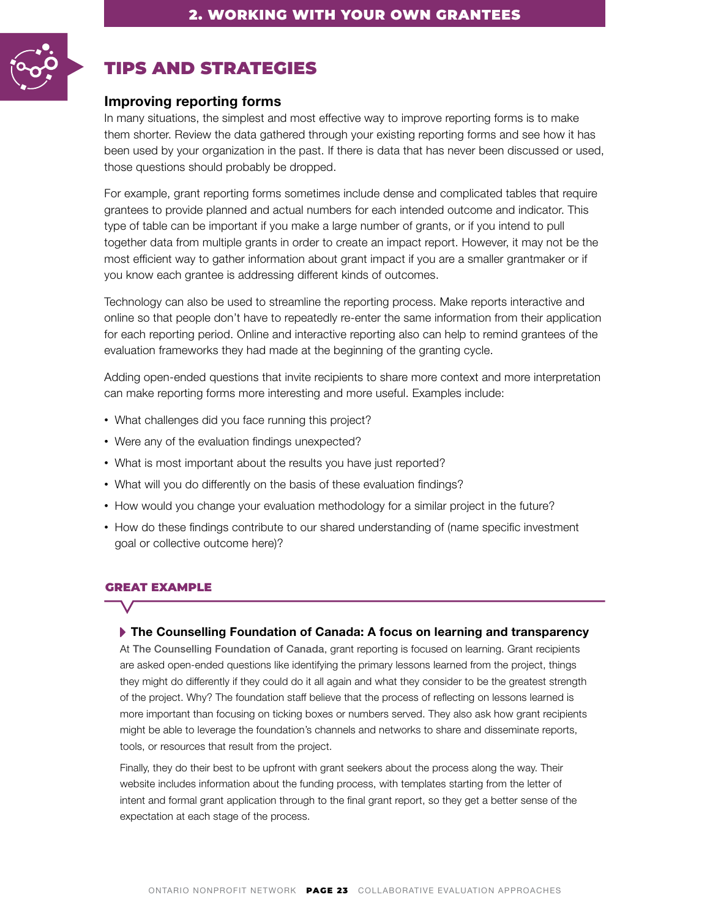## TIPS AND STRATEGIES

### Improving reporting forms

In many situations, the simplest and most effective way to improve reporting forms is to make them shorter. Review the data gathered through your existing reporting forms and see how it has been used by your organization in the past. If there is data that has never been discussed or used, those questions should probably be dropped.

For example, grant reporting forms sometimes include dense and complicated tables that require grantees to provide planned and actual numbers for each intended outcome and indicator. This type of table can be important if you make a large number of grants, or if you intend to pull together data from multiple grants in order to create an impact report. However, it may not be the most efficient way to gather information about grant impact if you are a smaller grantmaker or if you know each grantee is addressing different kinds of outcomes.

Technology can also be used to streamline the reporting process. Make reports interactive and online so that people don't have to repeatedly re-enter the same information from their application for each reporting period. Online and interactive reporting also can help to remind grantees of the evaluation frameworks they had made at the beginning of the granting cycle.

Adding open-ended questions that invite recipients to share more context and more interpretation can make reporting forms more interesting and more useful. Examples include:

- What challenges did you face running this project?
- Were any of the evaluation findings unexpected?
- What is most important about the results you have just reported?
- What will you do differently on the basis of these evaluation findings?
- How would you change your evaluation methodology for a similar project in the future?
- How do these findings contribute to our shared understanding of (name specific investment goal or collective outcome here)?

#### GREAT EXAMPLE

**The Counselling Foundation of Canada: A focus on learning and transparency**

At The Counselling Foundation of Canada, grant reporting is focused on learning. Grant recipients are asked open-ended questions like identifying the primary lessons learned from the project, things they might do differently if they could do it all again and what they consider to be the greatest strength of the project. Why? The foundation staff believe that the process of reflecting on lessons learned is more important than focusing on ticking boxes or numbers served. They also ask how grant recipients might be able to leverage the foundation's channels and networks to share and disseminate reports, tools, or resources that result from the project.

Finally, they do their best to be upfront with grant seekers about the process along the way. Their website includes information about the funding process, with templates starting from the letter of intent and formal grant application through to the final grant report, so they get a better sense of the expectation at each stage of the process.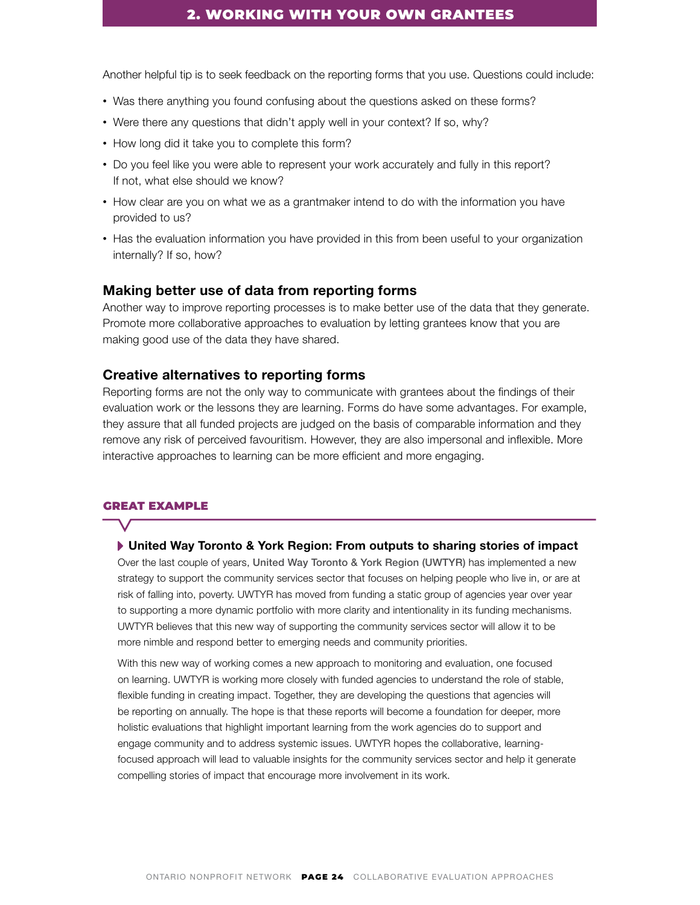Another helpful tip is to seek feedback on the reporting forms that you use. Questions could include:

- Was there anything you found confusing about the questions asked on these forms?
- Were there any questions that didn't apply well in your context? If so, why?
- How long did it take you to complete this form?
- Do you feel like you were able to represent your work accurately and fully in this report? If not, what else should we know?
- How clear are you on what we as a grantmaker intend to do with the information you have provided to us?
- Has the evaluation information you have provided in this from been useful to your organization internally? If so, how?

### Making better use of data from reporting forms

Another way to improve reporting processes is to make better use of the data that they generate. Promote more collaborative approaches to evaluation by letting grantees know that you are making good use of the data they have shared.

### Creative alternatives to reporting forms

Reporting forms are not the only way to communicate with grantees about the findings of their evaluation work or the lessons they are learning. Forms do have some advantages. For example, they assure that all funded projects are judged on the basis of comparable information and they remove any risk of perceived favouritism. However, they are also impersonal and inflexible. More interactive approaches to learning can be more efficient and more engaging.

#### GREAT EXAMPLE

**United Way Toronto & York Region: From outputs to sharing stories of impact**

Over the last couple of years, United Way Toronto & York Region (UWTYR) has implemented a new strategy to support the community services sector that focuses on helping people who live in, or are at risk of falling into, poverty. UWTYR has moved from funding a static group of agencies year over year to supporting a more dynamic portfolio with more clarity and intentionality in its funding mechanisms. UWTYR believes that this new way of supporting the community services sector will allow it to be more nimble and respond better to emerging needs and community priorities.

With this new way of working comes a new approach to monitoring and evaluation, one focused on learning. UWTYR is working more closely with funded agencies to understand the role of stable, flexible funding in creating impact. Together, they are developing the questions that agencies will be reporting on annually. The hope is that these reports will become a foundation for deeper, more holistic evaluations that highlight important learning from the work agencies do to support and engage community and to address systemic issues. UWTYR hopes the collaborative, learning-focused approach will lead to valuable insights for the community services sector and help it generate compelling stories of impact that encourage more involvement in its work.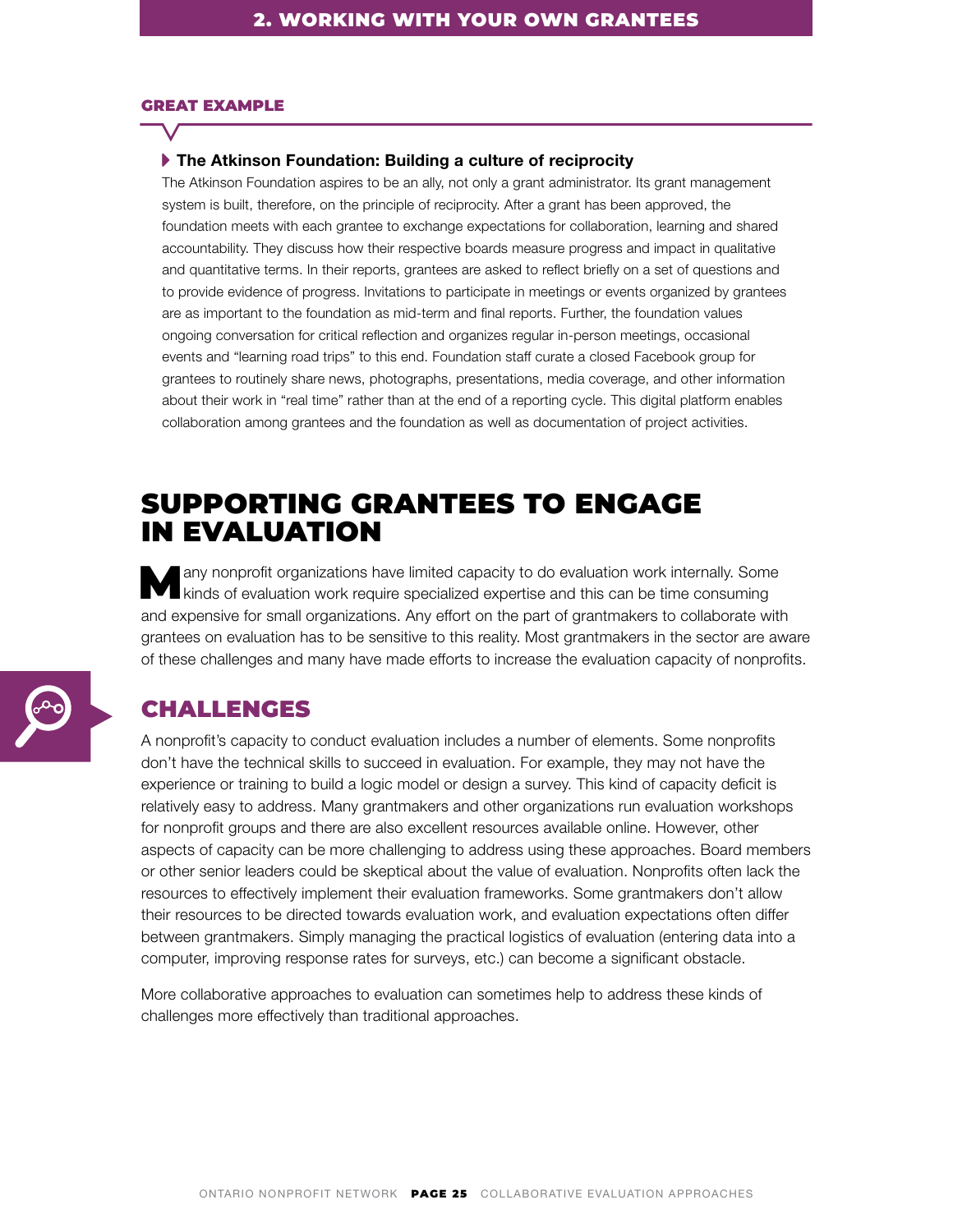**GREAT EXAMPLE**

**The Atkinson Foundation: Building a culture of reciprocity**

The Atkinson Foundation aspires to be an ally, not only a grant administrator. Its grant management system is built, therefore, on the principle of reciprocity. After a grant has been approved, the foundation meets with each grantee to exchange expectations for collaboration, learning and shared accountability. They discuss how their respective boards measure progress and impact in qualitative and quantitative terms. In their reports, grantees are asked to reflect briefly on a set of questions and to provide evidence of progress. Invitations to participate in meetings or events organized by grantees are as important to the foundation as mid-term and final reports. Further, the foundation values ongoing conversation for critical reflection and organizes regular in-person meetings, occasional events and "learning road trips" to this end. Foundation staff curate a closed Facebook group for grantees to routinely share news, photographs, presentations, media coverage, and other information about their work in "real time" rather than at the end of a reporting cycle. This digital platform enables collaboration among grantees and the foundation as well as documentation of project activities.

# SUPPORTING GRANTEES TO ENGAGE IN EVALUATION

Many nonprofit organizations have limited capacity to do evaluation work internally. Some kinds of evaluation work require specialized expertise and this can be time consuming and expensive for small organizations. Any effort on the part of grantmakers to collaborate with grantees on evaluation has to be sensitive to this reality. Most grantmakers in the sector are aware of these challenges and many have made efforts to increase the evaluation capacity of nonprofits.

## CHALLENGES

A nonprofit's capacity to conduct evaluation includes a number of elements. Some nonprofits don't have the technical skills to succeed in evaluation. For example, they may not have the experience or training to build a logic model or design a survey. This kind of capacity deficit is relatively easy to address. Many grantmakers and other organizations run evaluation workshops for nonprofit groups and there are also excellent resources available online. However, other aspects of capacity can be more challenging to address using these approaches. Board members or other senior leaders could be skeptical about the value of evaluation. Nonprofits often lack the resources to effectively implement their evaluation frameworks. Some grantmakers don't allow their resources to be directed towards evaluation work, and evaluation expectations often differ between grantmakers. Simply managing the practical logistics of evaluation (entering data into a computer, improving response rates for surveys, etc.) can become a significant obstacle.

More collaborative approaches to evaluation can sometimes help to address these kinds of challenges more effectively than traditional approaches.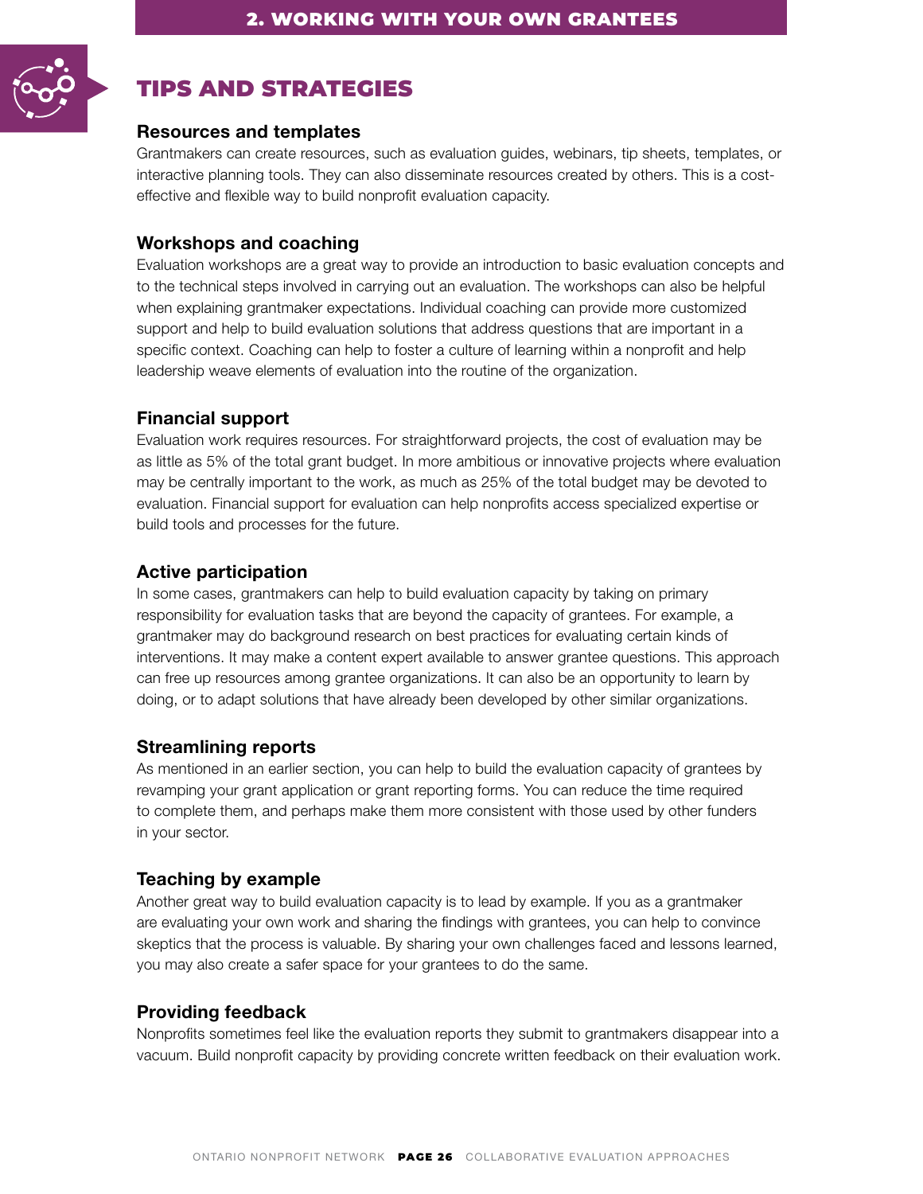## TIPS AND STRATEGIES

### Resources and templates

Grantmakers can create resources, such as evaluation guides, webinars, tip sheets, templates, or interactive planning tools. They can also disseminate resources created by others. This is a cost-effective and flexible way to build nonprofit evaluation capacity.

### Workshops and coaching

Evaluation workshops are a great way to provide an introduction to basic evaluation concepts and to the technical steps involved in carrying out an evaluation. The workshops can also be helpful when explaining grantmaker expectations. Individual coaching can provide more customized support and help to build evaluation solutions that address questions that are important in a specific context. Coaching can help to foster a culture of learning within a nonprofit and help leadership weave elements of evaluation into the routine of the organization.

### Financial support

Evaluation work requires resources. For straightforward projects, the cost of evaluation may be as little as 5% of the total grant budget. In more ambitious or innovative projects where evaluation may be centrally important to the work, as much as 25% of the total budget may be devoted to evaluation. Financial support for evaluation can help nonprofits access specialized expertise or build tools and processes for the future.

### Active participation

In some cases, grantmakers can help to build evaluation capacity by taking on primary responsibility for evaluation tasks that are beyond the capacity of grantees. For example, a grantmaker may do background research on best practices for evaluating certain kinds of interventions. It may make a content expert available to answer grantee questions. This approach can free up resources among grantee organizations. It can also be an opportunity to learn by doing, or to adapt solutions that have already been developed by other similar organizations.

### Streamlining reports

As mentioned in an earlier section, you can help to build the evaluation capacity of grantees by revamping your grant application or grant reporting forms. You can reduce the time required to complete them, and perhaps make them more consistent with those used by other funders in your sector.

### Teaching by example

Another great way to build evaluation capacity is to lead by example. If you as a grantmaker are evaluating your own work and sharing the findings with grantees, you can help to convince skeptics that the process is valuable. By sharing your own challenges faced and lessons learned, you may also create a safer space for your grantees to do the same.

### Providing feedback

Nonprofits sometimes feel like the evaluation reports they submit to grantmakers disappear into a vacuum. Build nonprofit capacity by providing concrete written feedback on their evaluation work.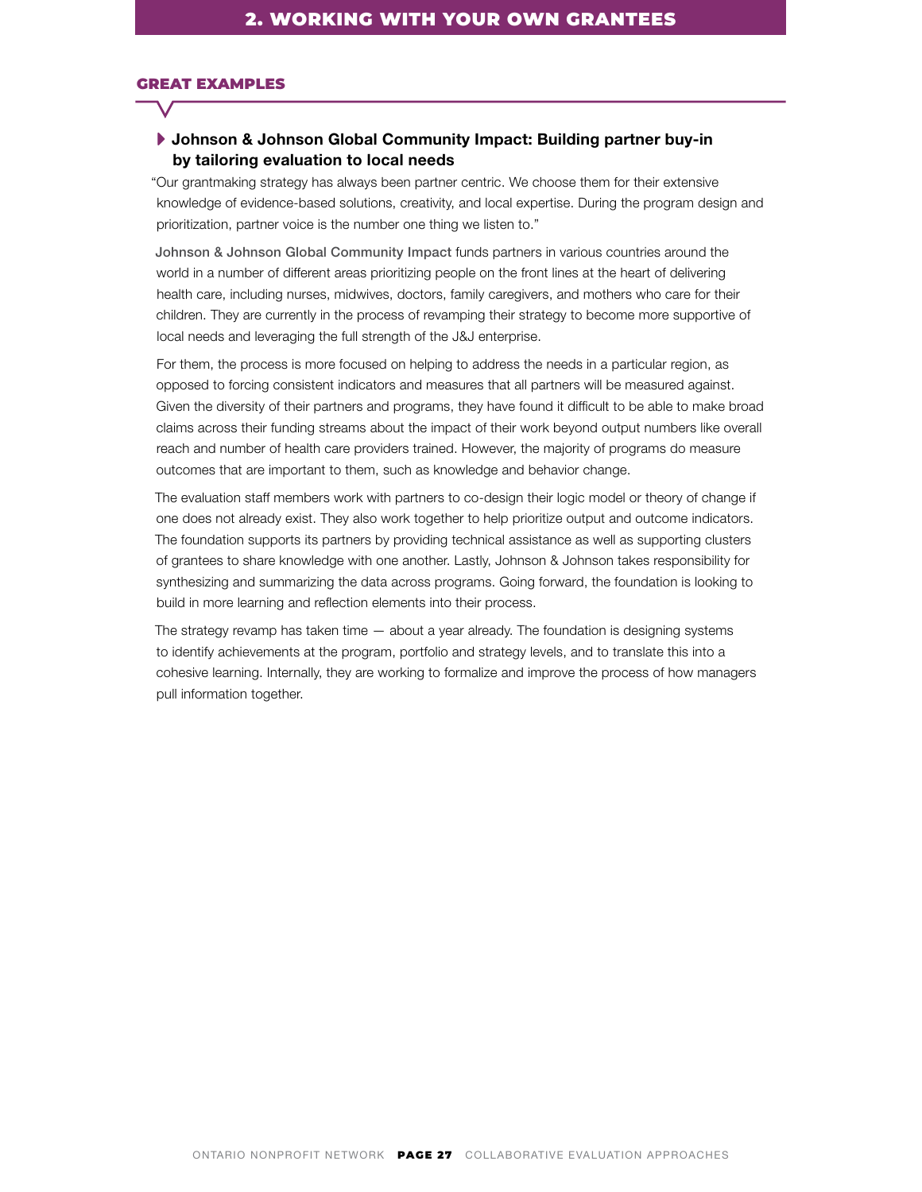## GREAT EXAMPLES

### Johnson & Johnson Global Community Impact: Building partner buy-in by tailoring evaluation to local needs

"Our grantmaking strategy has always been partner centric. We choose them for their extensive knowledge of evidence-based solutions, creativity, and local expertise. During the program design and prioritization, partner voice is the number one thing we listen to."

Johnson & Johnson Global Community Impact funds partners in various countries around the world in a number of different areas prioritizing people on the front lines at the heart of delivering health care, including nurses, midwives, doctors, family caregivers, and mothers who care for their children. They are currently in the process of revamping their strategy to become more supportive of local needs and leveraging the full strength of the J&J enterprise.

For them, the process is more focused on helping to address the needs in a particular region, as opposed to forcing consistent indicators and measures that all partners will be measured against. Given the diversity of their partners and programs, they have found it difficult to be able to make broad claims across their funding streams about the impact of their work beyond output numbers like overall reach and number of health care providers trained. However, the majority of programs do measure outcomes that are important to them, such as knowledge and behavior change.

The evaluation staff members work with partners to co-design their logic model or theory of change if one does not already exist. They also work together to help prioritize output and outcome indicators. The foundation supports its partners by providing technical assistance as well as supporting clusters of grantees to share knowledge with one another. Lastly, Johnson & Johnson takes responsibility for synthesizing and summarizing the data across programs. Going forward, the foundation is looking to build in more learning and reflection elements into their process.

The strategy revamp has taken time — about a year already. The foundation is designing systems to identify achievements at the program, portfolio and strategy levels, and to translate this into a cohesive learning. Internally, they are working to formalize and improve the process of how managers pull information together.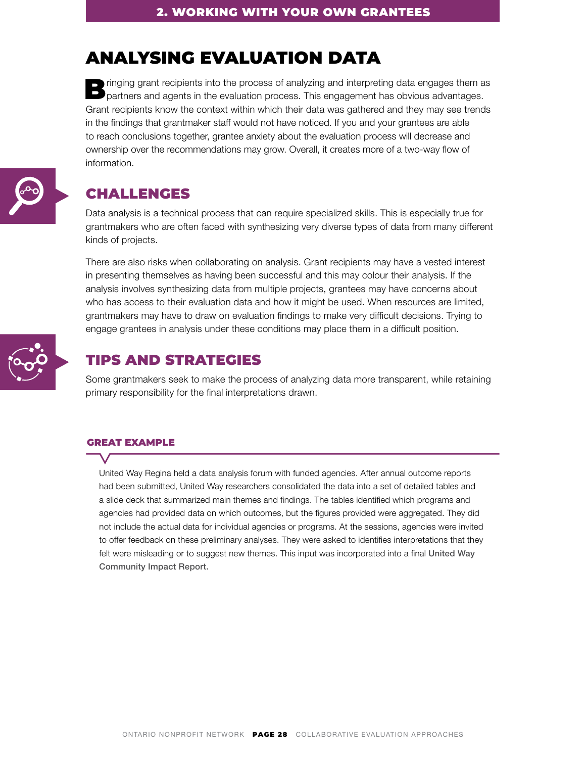# ANALYSING EVALUATION DATA

Bringing grant recipients into the process of analyzing and interpreting data engages them as partners and agents in the evaluation process. This engagement has obvious advantages. Grant recipients know the context within which their data was gathered and they may see trends in the findings that grantmaker staff would not have noticed. If you and your grantees are able to reach conclusions together, grantee anxiety about the evaluation process will decrease and ownership over the recommendations may grow. Overall, it creates more of a two-way flow of information.

## CHALLENGES

Data analysis is a technical process that can require specialized skills. This is especially true for grantmakers who are often faced with synthesizing very diverse types of data from many different kinds of projects.

There are also risks when collaborating on analysis. Grant recipients may have a vested interest in presenting themselves as having been successful and this may colour their analysis. If the analysis involves synthesizing data from multiple projects, grantees may have concerns about who has access to their evaluation data and how it might be used. When resources are limited, grantmakers may have to draw on evaluation findings to make very difficult decisions. Trying to engage grantees in analysis under these conditions may place them in a difficult position.

## TIPS AND STRATEGIES

Some grantmakers seek to make the process of analyzing data more transparent, while retaining primary responsibility for the final interpretations drawn.

### GREAT EXAMPLE

United Way Regina held a data analysis forum with funded agencies. After annual outcome reports had been submitted, United Way researchers consolidated the data into a set of detailed tables and a slide deck that summarized main themes and findings. The tables identified which programs and agencies had provided data on which outcomes, but the figures provided were aggregated. They did not include the actual data for individual agencies or programs. At the sessions, agencies were invited to offer feedback on these preliminary analyses. They were asked to identifies interpretations that they felt were misleading or to suggest new themes. This input was incorporated into a final **United Way Community Impact Report.**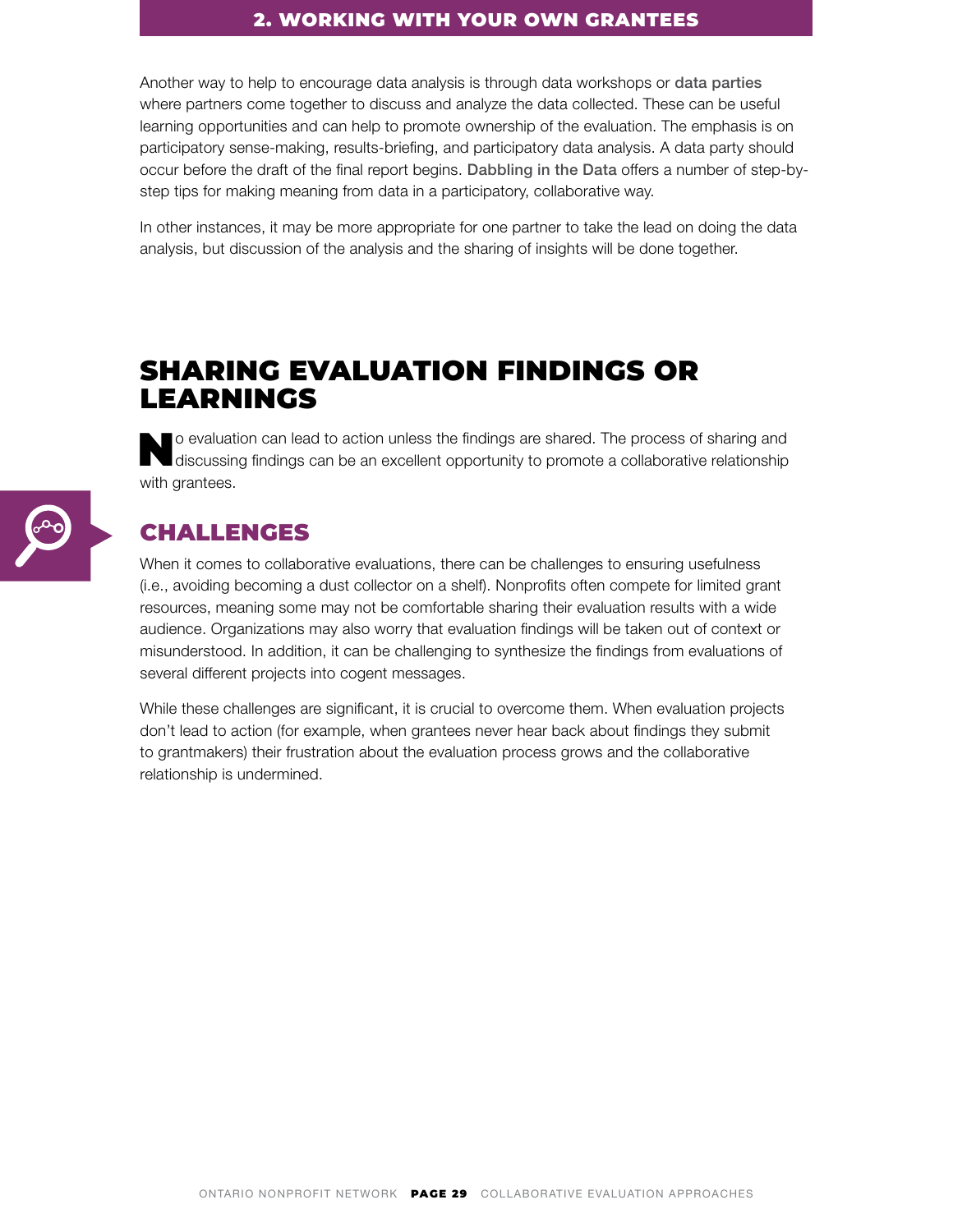Another way to help to encourage data analysis is through data workshops or **data parties** where partners come together to discuss and analyze the data collected. These can be useful learning opportunities and can help to promote ownership of the evaluation. The emphasis is on participatory sense-making, results-briefing, and participatory data analysis. A data party should occur before the draft of the final report begins. **Dabbling in the Data** offers a number of step-by-step tips for making meaning from data in a participatory, collaborative way.

In other instances, it may be more appropriate for one partner to take the lead on doing the data analysis, but discussion of the analysis and the sharing of insights will be done together.

## SHARING EVALUATION FINDINGS OR LEARNINGS

No evaluation can lead to action unless the findings are shared. The process of sharing and discussing findings can be an excellent opportunity to promote a collaborative relationship with grantees.

### CHALLENGES

When it comes to collaborative evaluations, there can be challenges to ensuring usefulness (i.e., avoiding becoming a dust collector on a shelf). Nonprofits often compete for limited grant resources, meaning some may not be comfortable sharing their evaluation results with a wide audience. Organizations may also worry that evaluation findings will be taken out of context or misunderstood. In addition, it can be challenging to synthesize the findings from evaluations of several different projects into cogent messages.

While these challenges are significant, it is crucial to overcome them. When evaluation projects don't lead to action (for example, when grantees never hear back about findings they submit to grantmakers) their frustration about the evaluation process grows and the collaborative relationship is undermined.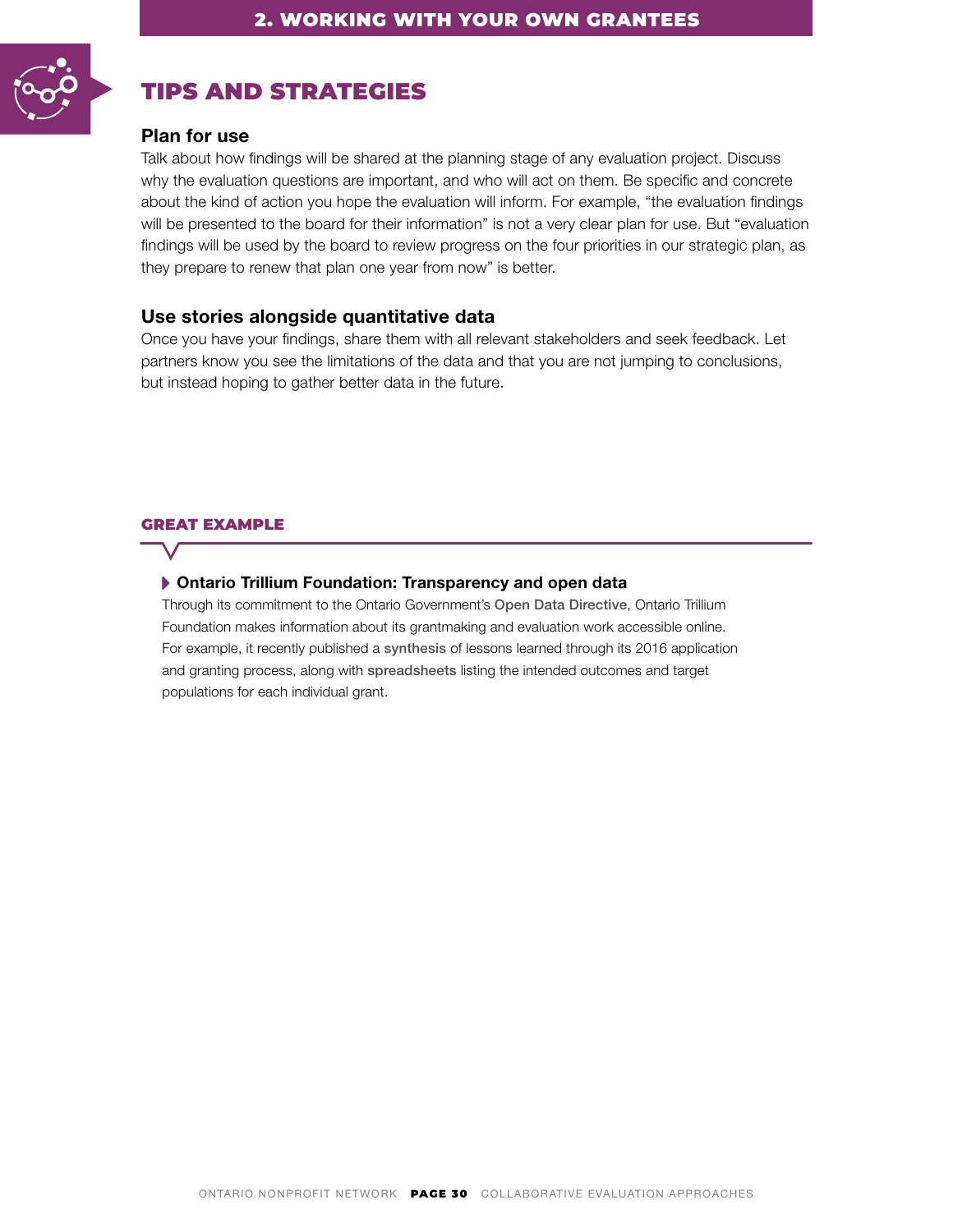## TIPS AND STRATEGIES

### Plan for use

Talk about how findings will be shared at the planning stage of any evaluation project. Discuss why the evaluation questions are important, and who will act on them. Be specific and concrete about the kind of action you hope the evaluation will inform. For example, "the evaluation findings will be presented to the board for their information" is not a very clear plan for use. But "evaluation findings will be used by the board to review progress on the four priorities in our strategic plan, as they prepare to renew that plan one year from now" is better.

### Use stories alongside quantitative data

Once you have your findings, share them with all relevant stakeholders and seek feedback. Let partners know you see the limitations of the data and that you are not jumping to conclusions, but instead hoping to gather better data in the future.

#### GREAT EXAMPLE

**Ontario Trillium Foundation: Transparency and open data**

Through its commitment to the Ontario Government's **Open Data Directive**, Ontario Trillium Foundation makes information about its grantmaking and evaluation work accessible online. For example, it recently published a **synthesis** of lessons learned through its 2016 application and granting process, along with **spreadsheets** listing the intended outcomes and target populations for each individual grant.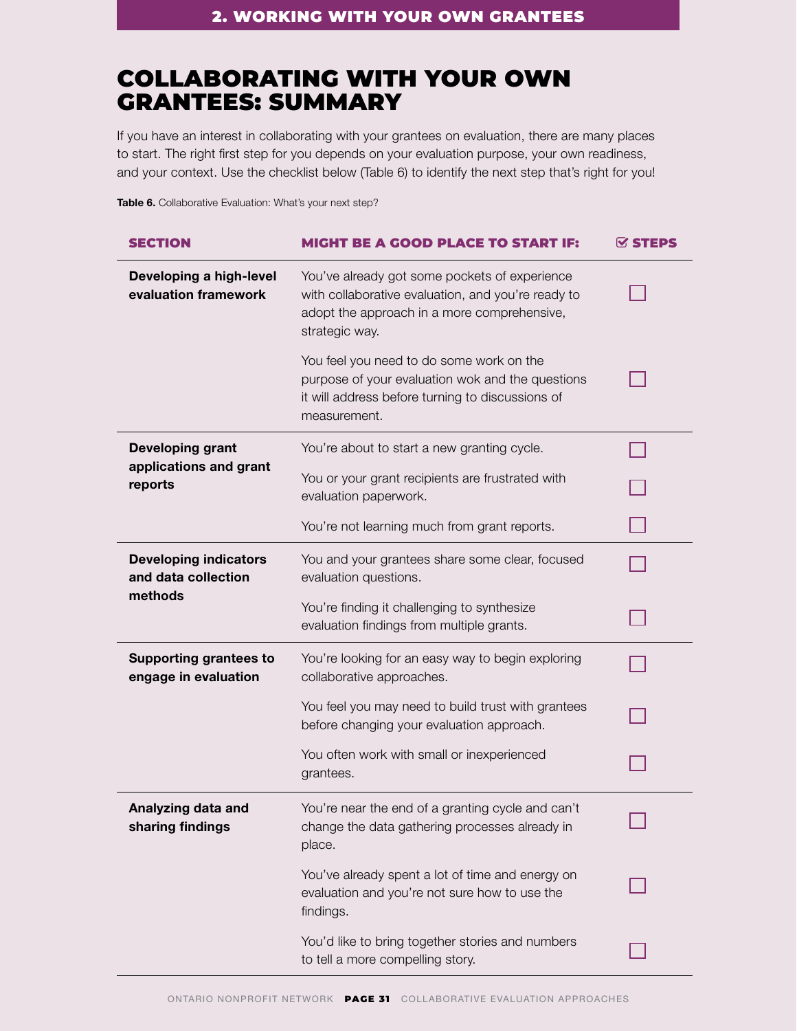# COLLABORATING WITH YOUR OWN GRANTEES: SUMMARY

If you have an interest in collaborating with your grantees on evaluation, there are many places to start. The right first step for you depends on your evaluation purpose, your own readiness, and your context. Use the checklist below (Table 6) to identify the next step that's right for you!

**Table 6.** Collaborative Evaluation: What's your next step?

| SECTION | MIGHT BE A GOOD PLACE TO START IF: | ☑ STEPS |
|---|---|---|
| **Developing a high-level evaluation framework** | You've already got some pockets of experience with collaborative evaluation, and you're ready to adopt the approach in a more comprehensive, strategic way. | ☐ |
| | You feel you need to do some work on the purpose of your evaluation wok and the questions it will address before turning to discussions of measurement. | ☐ |
| **Developing grant applications and grant reports** | You're about to start a new granting cycle. | ☐ |
| | You or your grant recipients are frustrated with evaluation paperwork. | ☐ |
| | You're not learning much from grant reports. | ☐ |
| **Developing indicators and data collection methods** | You and your grantees share some clear, focused evaluation questions. | ☐ |
| | You're finding it challenging to synthesize evaluation findings from multiple grants. | ☐ |
| **Supporting grantees to engage in evaluation** | You're looking for an easy way to begin exploring collaborative approaches. | ☐ |
| | You feel you may need to build trust with grantees before changing your evaluation approach. | ☐ |
| | You often work with small or inexperienced grantees. | ☐ |
| **Analyzing data and sharing findings** | You're near the end of a granting cycle and can't change the data gathering processes already in place. | ☐ |
| | You've already spent a lot of time and energy on evaluation and you're not sure how to use the findings. | ☐ |
| | You'd like to bring together stories and numbers to tell a more compelling story. | ☐ |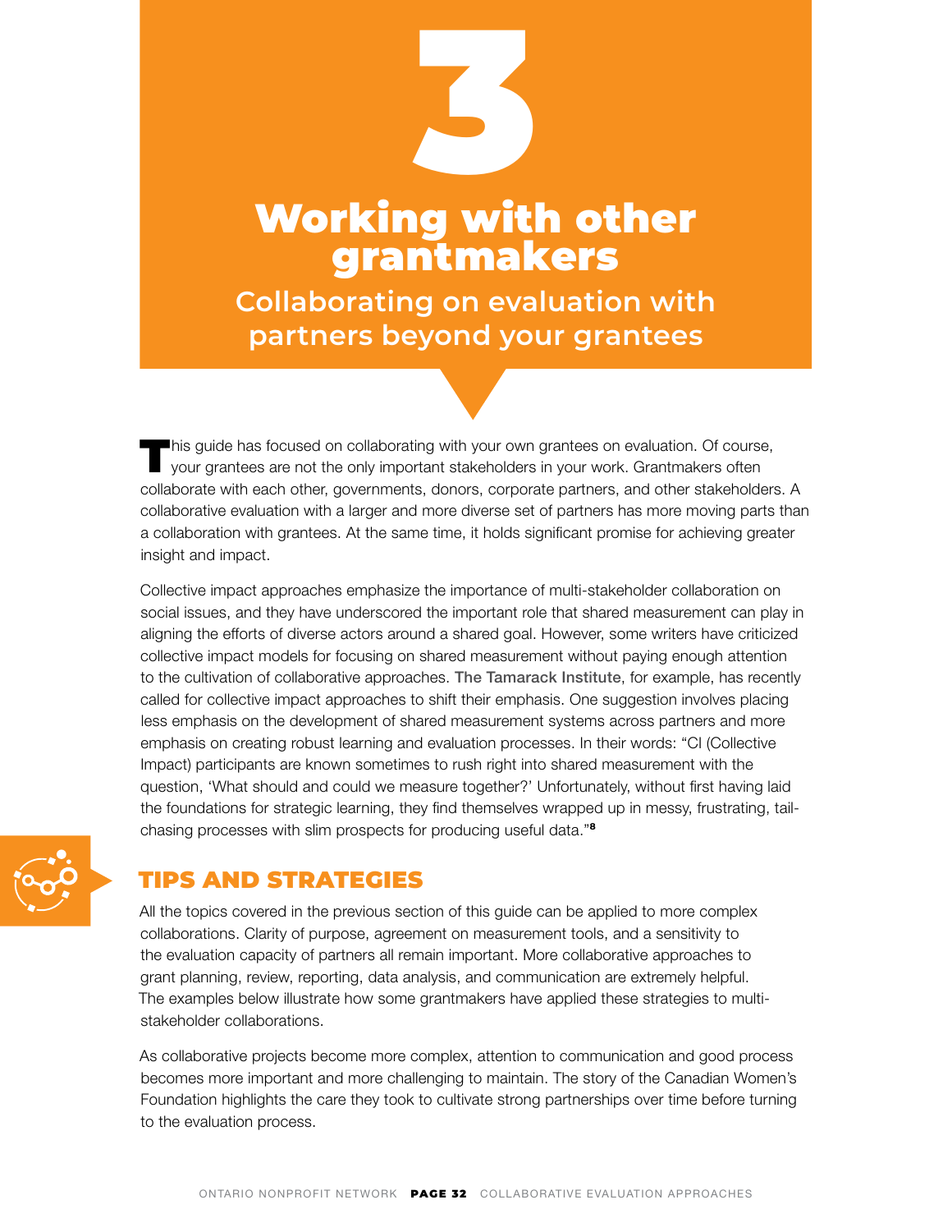# 3

# Working with other grantmakers

## Collaborating on evaluation with partners beyond your grantees

This guide has focused on collaborating with your own grantees on evaluation. Of course, your grantees are not the only important stakeholders in your work. Grantmakers often collaborate with each other, governments, donors, corporate partners, and other stakeholders. A collaborative evaluation with a larger and more diverse set of partners has more moving parts than a collaboration with grantees. At the same time, it holds significant promise for achieving greater insight and impact.

Collective impact approaches emphasize the importance of multi-stakeholder collaboration on social issues, and they have underscored the important role that shared measurement can play in aligning the efforts of diverse actors around a shared goal. However, some writers have criticized collective impact models for focusing on shared measurement without paying enough attention to the cultivation of collaborative approaches. The Tamarack Institute, for example, has recently called for collective impact approaches to shift their emphasis. One suggestion involves placing less emphasis on the development of shared measurement systems across partners and more emphasis on creating robust learning and evaluation processes. In their words: "CI (Collective Impact) participants are known sometimes to rush right into shared measurement with the question, 'What should and could we measure together?' Unfortunately, without first having laid the foundations for strategic learning, they find themselves wrapped up in messy, frustrating, tail-chasing processes with slim prospects for producing useful data."[8]

## TIPS AND STRATEGIES

All the topics covered in the previous section of this guide can be applied to more complex collaborations. Clarity of purpose, agreement on measurement tools, and a sensitivity to the evaluation capacity of partners all remain important. More collaborative approaches to grant planning, review, reporting, data analysis, and communication are extremely helpful. The examples below illustrate how some grantmakers have applied these strategies to multi-stakeholder collaborations.

As collaborative projects become more complex, attention to communication and good process becomes more important and more challenging to maintain. The story of the Canadian Women's Foundation highlights the care they took to cultivate strong partnerships over time before turning to the evaluation process.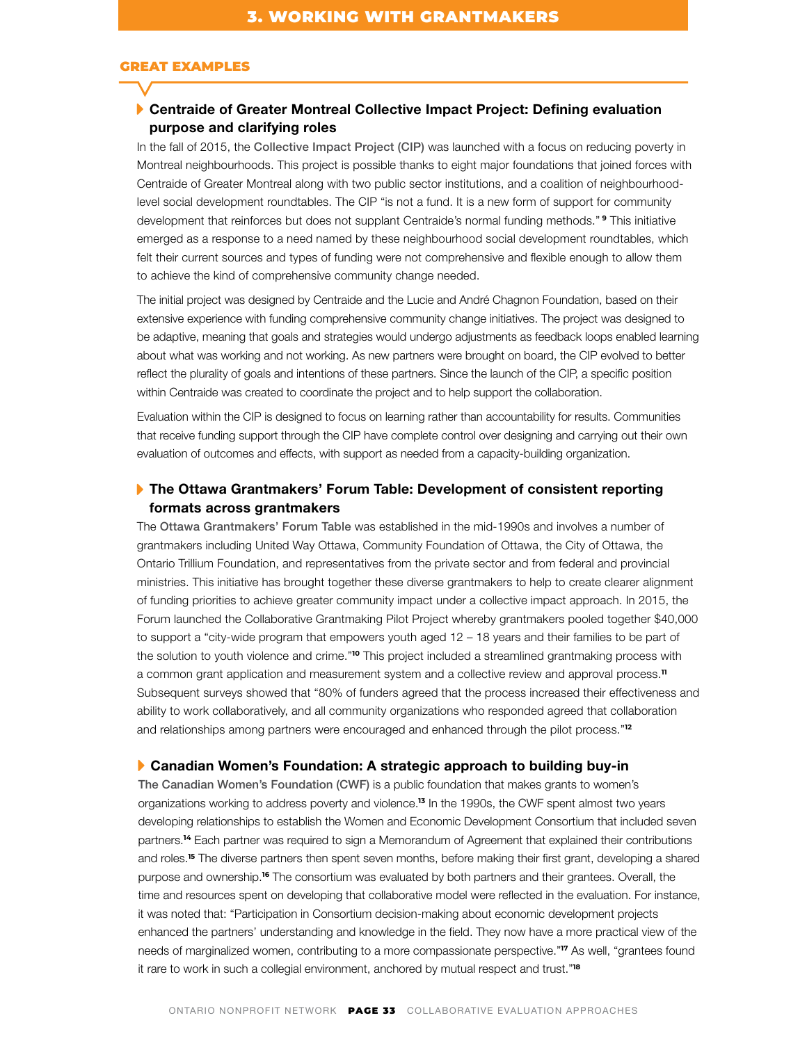# 3. WORKING WITH GRANTMAKERS

## GREAT EXAMPLES

### Centraide of Greater Montreal Collective Impact Project: Defining evaluation purpose and clarifying roles

In the fall of 2015, the Collective Impact Project (CIP) was launched with a focus on reducing poverty in Montreal neighbourhoods. This project is possible thanks to eight major foundations that joined forces with Centraide of Greater Montreal along with two public sector institutions, and a coalition of neighbourhood-level social development roundtables. The CIP "is not a fund. It is a new form of support for community development that reinforces but does not supplant Centraide's normal funding methods." [9] This initiative emerged as a response to a need named by these neighbourhood social development roundtables, which felt their current sources and types of funding were not comprehensive and flexible enough to allow them to achieve the kind of comprehensive community change needed.

The initial project was designed by Centraide and the Lucie and André Chagnon Foundation, based on their extensive experience with funding comprehensive community change initiatives. The project was designed to be adaptive, meaning that goals and strategies would undergo adjustments as feedback loops enabled learning about what was working and not working. As new partners were brought on board, the CIP evolved to better reflect the plurality of goals and intentions of these partners. Since the launch of the CIP, a specific position within Centraide was created to coordinate the project and to help support the collaboration.

Evaluation within the CIP is designed to focus on learning rather than accountability for results. Communities that receive funding support through the CIP have complete control over designing and carrying out their own evaluation of outcomes and effects, with support as needed from a capacity-building organization.

### The Ottawa Grantmakers' Forum Table: Development of consistent reporting formats across grantmakers

The Ottawa Grantmakers' Forum Table was established in the mid-1990s and involves a number of grantmakers including United Way Ottawa, Community Foundation of Ottawa, the City of Ottawa, the Ontario Trillium Foundation, and representatives from the private sector and from federal and provincial ministries. This initiative has brought together these diverse grantmakers to help to create clearer alignment of funding priorities to achieve greater community impact under a collective impact approach. In 2015, the Forum launched the Collaborative Grantmaking Pilot Project whereby grantmakers pooled together $40,000 to support a "city-wide program that empowers youth aged 12 – 18 years and their families to be part of the solution to youth violence and crime."[10] This project included a streamlined grantmaking process with a common grant application and measurement system and a collective review and approval process.[11] Subsequent surveys showed that "80% of funders agreed that the process increased their effectiveness and ability to work collaboratively, and all community organizations who responded agreed that collaboration and relationships among partners were encouraged and enhanced through the pilot process."[12]

### Canadian Women's Foundation: A strategic approach to building buy-in

The Canadian Women's Foundation (CWF) is a public foundation that makes grants to women's organizations working to address poverty and violence.[13] In the 1990s, the CWF spent almost two years developing relationships to establish the Women and Economic Development Consortium that included seven partners.[14] Each partner was required to sign a Memorandum of Agreement that explained their contributions and roles.[15] The diverse partners then spent seven months, before making their first grant, developing a shared purpose and ownership.[16] The consortium was evaluated by both partners and their grantees. Overall, the time and resources spent on developing that collaborative model were reflected in the evaluation. For instance, it was noted that: "Participation in Consortium decision-making about economic development projects enhanced the partners' understanding and knowledge in the field. They now have a more practical view of the needs of marginalized women, contributing to a more compassionate perspective."[17] As well, "grantees found it rare to work in such a collegial environment, anchored by mutual respect and trust."[18]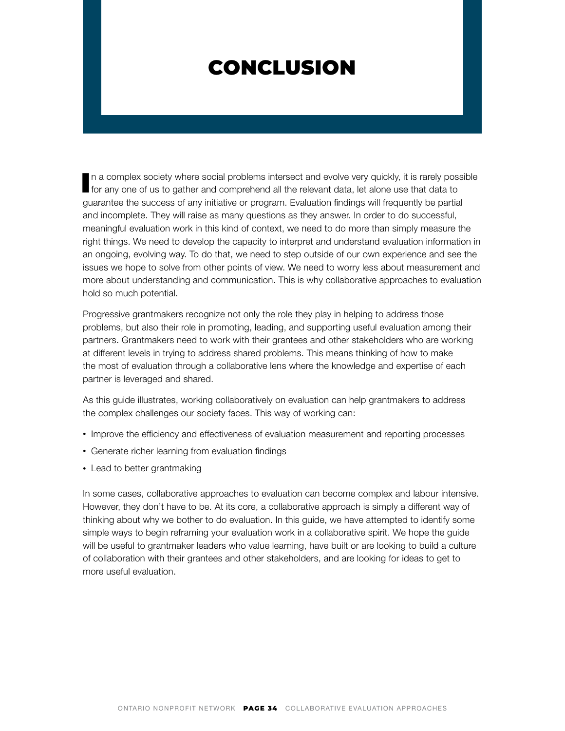# CONCLUSION

In a complex society where social problems intersect and evolve very quickly, it is rarely possible for any one of us to gather and comprehend all the relevant data, let alone use that data to guarantee the success of any initiative or program. Evaluation findings will frequently be partial and incomplete. They will raise as many questions as they answer. In order to do successful, meaningful evaluation work in this kind of context, we need to do more than simply measure the right things. We need to develop the capacity to interpret and understand evaluation information in an ongoing, evolving way. To do that, we need to step outside of our own experience and see the issues we hope to solve from other points of view. We need to worry less about measurement and more about understanding and communication. This is why collaborative approaches to evaluation hold so much potential.

Progressive grantmakers recognize not only the role they play in helping to address those problems, but also their role in promoting, leading, and supporting useful evaluation among their partners. Grantmakers need to work with their grantees and other stakeholders who are working at different levels in trying to address shared problems. This means thinking of how to make the most of evaluation through a collaborative lens where the knowledge and expertise of each partner is leveraged and shared.

As this guide illustrates, working collaboratively on evaluation can help grantmakers to address the complex challenges our society faces. This way of working can:

- Improve the efficiency and effectiveness of evaluation measurement and reporting processes
- Generate richer learning from evaluation findings
- Lead to better grantmaking

In some cases, collaborative approaches to evaluation can become complex and labour intensive. However, they don't have to be. At its core, a collaborative approach is simply a different way of thinking about why we bother to do evaluation. In this guide, we have attempted to identify some simple ways to begin reframing your evaluation work in a collaborative spirit. We hope the guide will be useful to grantmaker leaders who value learning, have built or are looking to build a culture of collaboration with their grantees and other stakeholders, and are looking for ideas to get to more useful evaluation.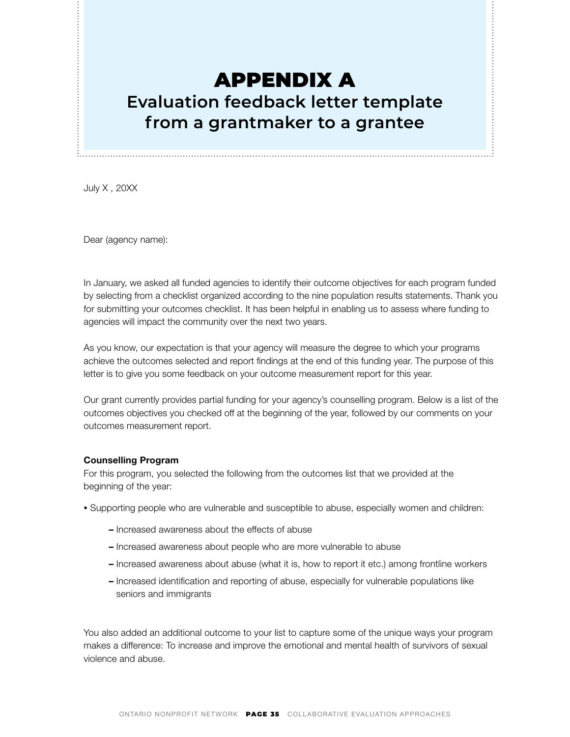# APPENDIX A

## Evaluation feedback letter template from a grantmaker to a grantee

July X , 20XX

Dear (agency name):

In January, we asked all funded agencies to identify their outcome objectives for each program funded by selecting from a checklist organized according to the nine population results statements. Thank you for submitting your outcomes checklist. It has been helpful in enabling us to assess where funding to agencies will impact the community over the next two years.

As you know, our expectation is that your agency will measure the degree to which your programs achieve the outcomes selected and report findings at the end of this funding year. The purpose of this letter is to give you some feedback on your outcome measurement report for this year.

Our grant currently provides partial funding for your agency's counselling program. Below is a list of the outcomes objectives you checked off at the beginning of the year, followed by our comments on your outcomes measurement report.

**Counselling Program**
For this program, you selected the following from the outcomes list that we provided at the beginning of the year:

- Supporting people who are vulnerable and susceptible to abuse, especially women and children:
  - Increased awareness about the effects of abuse
  - Increased awareness about people who are more vulnerable to abuse
  - Increased awareness about abuse (what it is, how to report it etc.) among frontline workers
  - Increased identification and reporting of abuse, especially for vulnerable populations like seniors and immigrants

You also added an additional outcome to your list to capture some of the unique ways your program makes a difference: To increase and improve the emotional and mental health of survivors of sexual violence and abuse.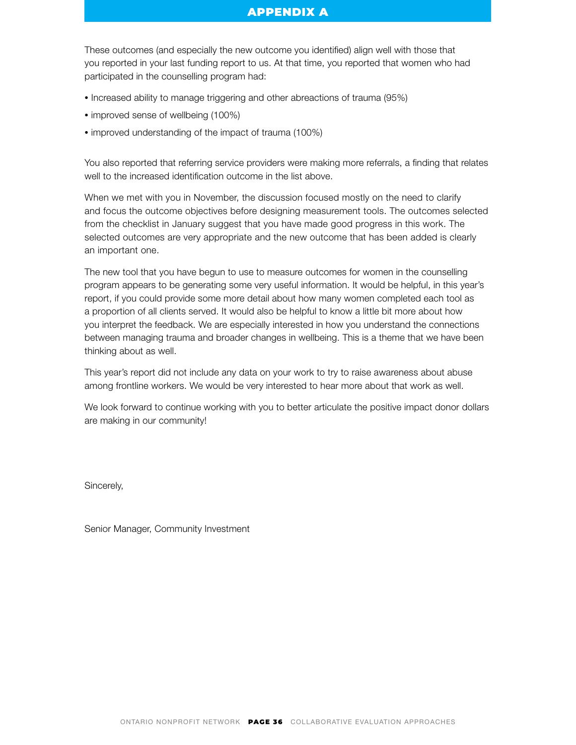# APPENDIX A

These outcomes (and especially the new outcome you identified) align well with those that you reported in your last funding report to us. At that time, you reported that women who had participated in the counselling program had:

- Increased ability to manage triggering and other abreactions of trauma (95%)
- improved sense of wellbeing (100%)
- improved understanding of the impact of trauma (100%)

You also reported that referring service providers were making more referrals, a finding that relates well to the increased identification outcome in the list above.

When we met with you in November, the discussion focused mostly on the need to clarify and focus the outcome objectives before designing measurement tools. The outcomes selected from the checklist in January suggest that you have made good progress in this work. The selected outcomes are very appropriate and the new outcome that has been added is clearly an important one.

The new tool that you have begun to use to measure outcomes for women in the counselling program appears to be generating some very useful information. It would be helpful, in this year's report, if you could provide some more detail about how many women completed each tool as a proportion of all clients served. It would also be helpful to know a little bit more about how you interpret the feedback. We are especially interested in how you understand the connections between managing trauma and broader changes in wellbeing. This is a theme that we have been thinking about as well.

This year's report did not include any data on your work to try to raise awareness about abuse among frontline workers. We would be very interested to hear more about that work as well.

We look forward to continue working with you to better articulate the positive impact donor dollars are making in our community!

Sincerely,

Senior Manager, Community Investment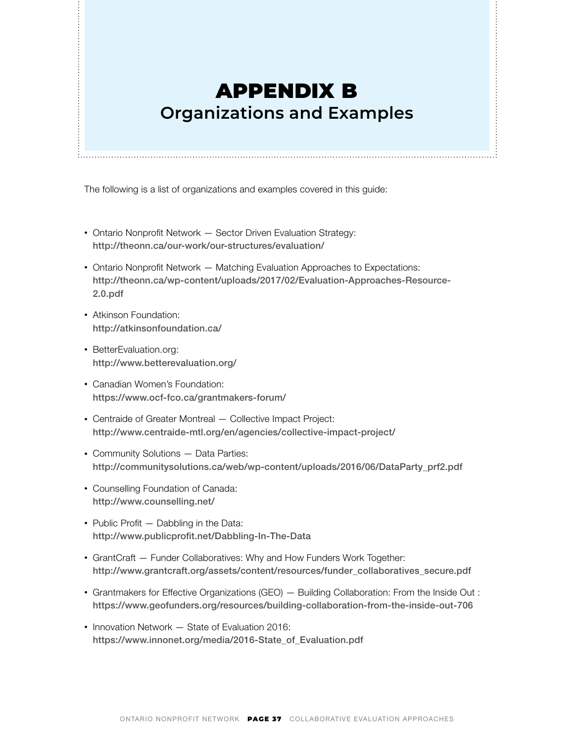# APPENDIX B

## Organizations and Examples

The following is a list of organizations and examples covered in this guide:

- Ontario Nonprofit Network — Sector Driven Evaluation Strategy:
  **http://theonn.ca/our-work/our-structures/evaluation/**
- Ontario Nonprofit Network — Matching Evaluation Approaches to Expectations:
  **http://theonn.ca/wp-content/uploads/2017/02/Evaluation-Approaches-Resource-2.0.pdf**
- Atkinson Foundation:
  **http://atkinsonfoundation.ca/**
- BetterEvaluation.org:
  **http://www.betterevaluation.org/**
- Canadian Women's Foundation:
  **https://www.ocf-fco.ca/grantmakers-forum/**
- Centraide of Greater Montreal — Collective Impact Project:
  **http://www.centraide-mtl.org/en/agencies/collective-impact-project/**
- Community Solutions — Data Parties:
  **http://communitysolutions.ca/web/wp-content/uploads/2016/06/DataParty_prf2.pdf**
- Counselling Foundation of Canada:
  **http://www.counselling.net/**
- Public Profit — Dabbling in the Data:
  **http://www.publicprofit.net/Dabbling-In-The-Data**
- GrantCraft — Funder Collaboratives: Why and How Funders Work Together:
  **http://www.grantcraft.org/assets/content/resources/funder_collaboratives_secure.pdf**
- Grantmakers for Effective Organizations (GEO) — Building Collaboration: From the Inside Out :
  **https://www.geofunders.org/resources/building-collaboration-from-the-inside-out-706**
- Innovation Network — State of Evaluation 2016:
  **https://www.innonet.org/media/2016-State_of_Evaluation.pdf**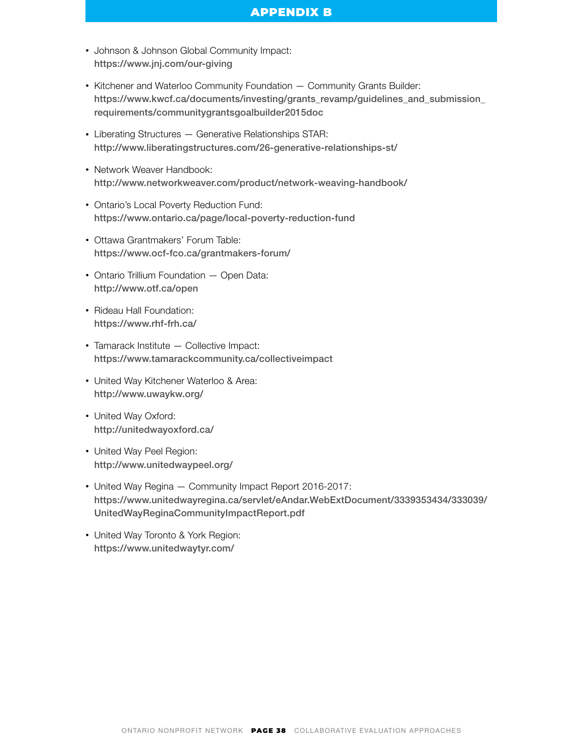# APPENDIX B

- Johnson & Johnson Global Community Impact:
  **https://www.jnj.com/our-giving**
- Kitchener and Waterloo Community Foundation — Community Grants Builder:
  **https://www.kwcf.ca/documents/investing/grants_revamp/guidelines_and_submission_requirements/communitygrantsgoalbuilder2015doc**
- Liberating Structures — Generative Relationships STAR:
  **http://www.liberatingstructures.com/26-generative-relationships-st/**
- Network Weaver Handbook:
  **http://www.networkweaver.com/product/network-weaving-handbook/**
- Ontario's Local Poverty Reduction Fund:
  **https://www.ontario.ca/page/local-poverty-reduction-fund**
- Ottawa Grantmakers' Forum Table:
  **https://www.ocf-fco.ca/grantmakers-forum/**
- Ontario Trillium Foundation — Open Data:
  **http://www.otf.ca/open**
- Rideau Hall Foundation:
  **https://www.rhf-frh.ca/**
- Tamarack Institute — Collective Impact:
  **https://www.tamarackcommunity.ca/collectiveimpact**
- United Way Kitchener Waterloo & Area:
  **http://www.uwaykw.org/**
- United Way Oxford:
  **http://unitedwayoxford.ca/**
- United Way Peel Region:
  **http://www.unitedwaypeel.org/**
- United Way Regina — Community Impact Report 2016-2017:
  **https://www.unitedwayregina.ca/servlet/eAndar.WebExtDocument/3339353434/333039/UnitedWayReginaCommunityImpactReport.pdf**
- United Way Toronto & York Region:
  **https://www.unitedwaytyr.com/**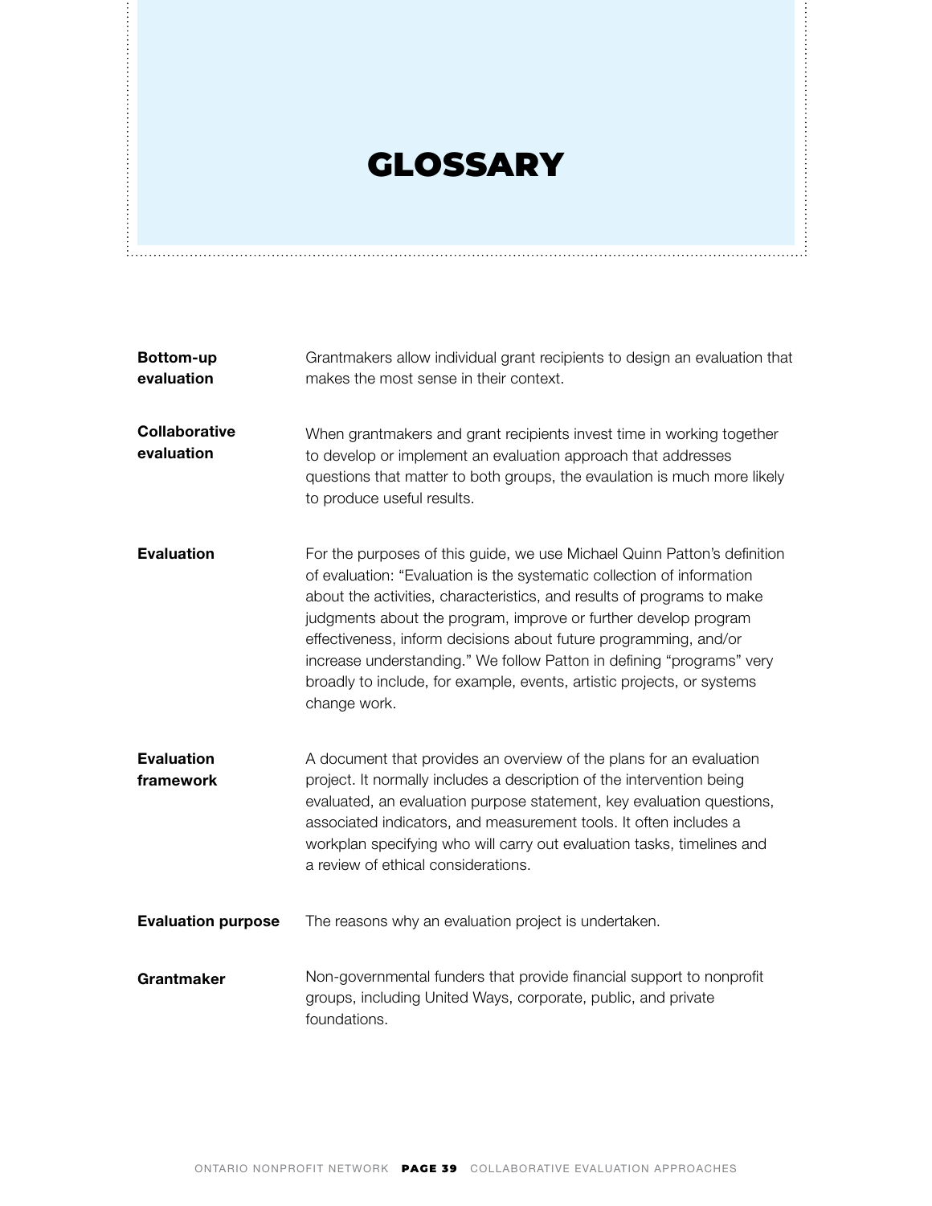# GLOSSARY

**Bottom-up evaluation**
Grantmakers allow individual grant recipients to design an evaluation that makes the most sense in their context.

**Collaborative evaluation**
When grantmakers and grant recipients invest time in working together to develop or implement an evaluation approach that addresses questions that matter to both groups, the evaulation is much more likely to produce useful results.

**Evaluation**
For the purposes of this guide, we use Michael Quinn Patton's definition of evaluation: "Evaluation is the systematic collection of information about the activities, characteristics, and results of programs to make judgments about the program, improve or further develop program effectiveness, inform decisions about future programming, and/or increase understanding." We follow Patton in defining "programs" very broadly to include, for example, events, artistic projects, or systems change work.

**Evaluation framework**
A document that provides an overview of the plans for an evaluation project. It normally includes a description of the intervention being evaluated, an evaluation purpose statement, key evaluation questions, associated indicators, and measurement tools. It often includes a workplan specifying who will carry out evaluation tasks, timelines and a review of ethical considerations.

**Evaluation purpose**
The reasons why an evaluation project is undertaken.

**Grantmaker**
Non-governmental funders that provide financial support to nonprofit groups, including United Ways, corporate, public, and private foundations.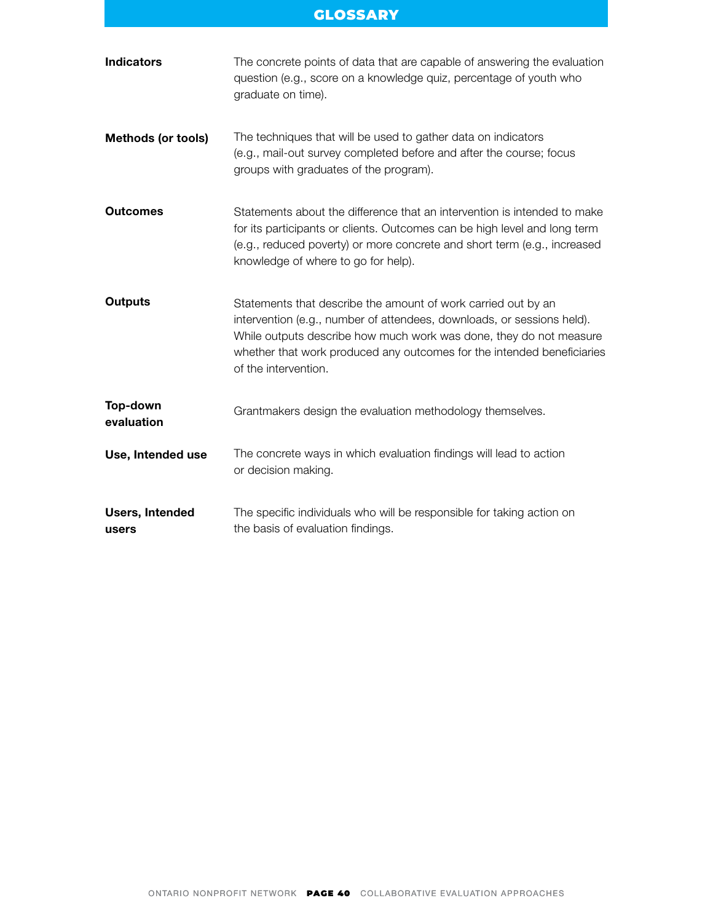# GLOSSARY

**Indicators**
The concrete points of data that are capable of answering the evaluation question (e.g., score on a knowledge quiz, percentage of youth who graduate on time).

**Methods (or tools)**
The techniques that will be used to gather data on indicators (e.g., mail-out survey completed before and after the course; focus groups with graduates of the program).

**Outcomes**
Statements about the difference that an intervention is intended to make for its participants or clients. Outcomes can be high level and long term (e.g., reduced poverty) or more concrete and short term (e.g., increased knowledge of where to go for help).

**Outputs**
Statements that describe the amount of work carried out by an intervention (e.g., number of attendees, downloads, or sessions held). While outputs describe how much work was done, they do not measure whether that work produced any outcomes for the intended beneficiaries of the intervention.

**Top-down evaluation**
Grantmakers design the evaluation methodology themselves.

**Use, Intended use**
The concrete ways in which evaluation findings will lead to action or decision making.

**Users, Intended users**
The specific individuals who will be responsible for taking action on the basis of evaluation findings.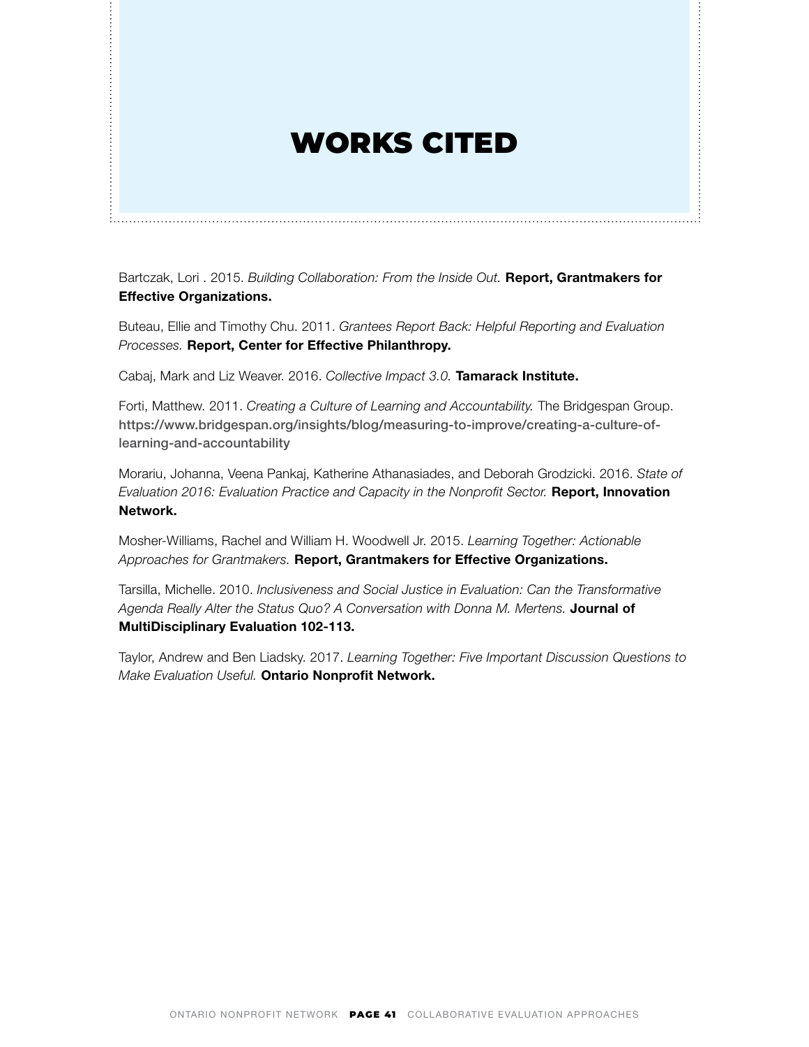# WORKS CITED

Bartczak, Lori . 2015. *Building Collaboration: From the Inside Out.* **Report, Grantmakers for Effective Organizations.**

Buteau, Ellie and Timothy Chu. 2011. *Grantees Report Back: Helpful Reporting and Evaluation Processes.* **Report, Center for Effective Philanthropy.**

Cabaj, Mark and Liz Weaver. 2016. *Collective Impact 3.0.* **Tamarack Institute.**

Forti, Matthew. 2011. *Creating a Culture of Learning and Accountability.* The Bridgespan Group. https://www.bridgespan.org/insights/blog/measuring-to-improve/creating-a-culture-of-learning-and-accountability

Morariu, Johanna, Veena Pankaj, Katherine Athanasiades, and Deborah Grodzicki. 2016. *State of Evaluation 2016: Evaluation Practice and Capacity in the Nonprofit Sector.* **Report, Innovation Network.**

Mosher-Williams, Rachel and William H. Woodwell Jr. 2015. *Learning Together: Actionable Approaches for Grantmakers.* **Report, Grantmakers for Effective Organizations.**

Tarsilla, Michelle. 2010. *Inclusiveness and Social Justice in Evaluation: Can the Transformative Agenda Really Alter the Status Quo? A Conversation with Donna M. Mertens.* **Journal of MultiDisciplinary Evaluation 102-113.**

Taylor, Andrew and Ben Liadsky. 2017. *Learning Together: Five Important Discussion Questions to Make Evaluation Useful.* **Ontario Nonprofit Network.**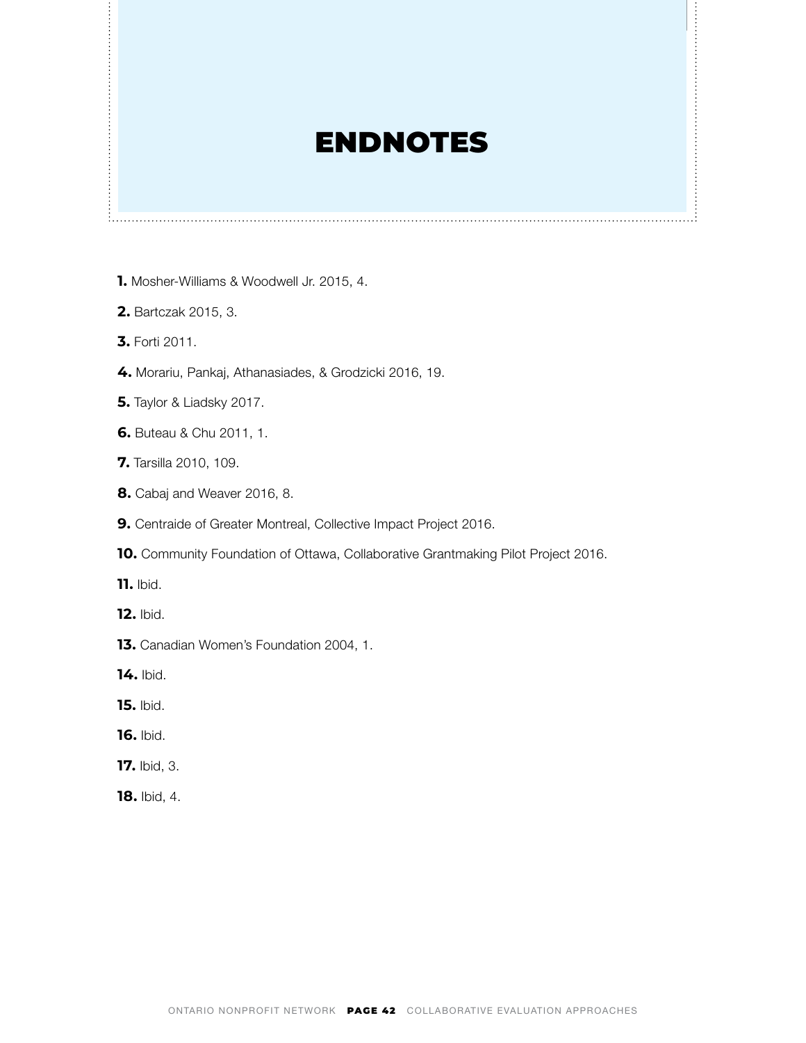# ENDNOTES

**1.** Mosher-Williams & Woodwell Jr. 2015, 4.

**2.** Bartczak 2015, 3.

**3.** Forti 2011.

**4.** Morariu, Pankaj, Athanasiades, & Grodzicki 2016, 19.

**5.** Taylor & Liadsky 2017.

**6.** Buteau & Chu 2011, 1.

**7.** Tarsilla 2010, 109.

**8.** Cabaj and Weaver 2016, 8.

**9.** Centraide of Greater Montreal, Collective Impact Project 2016.

**10.** Community Foundation of Ottawa, Collaborative Grantmaking Pilot Project 2016.

**11.** Ibid.

**12.** Ibid.

**13.** Canadian Women's Foundation 2004, 1.

**14.** Ibid.

**15.** Ibid.

**16.** Ibid.

**17.** Ibid, 3.

**18.** Ibid, 4.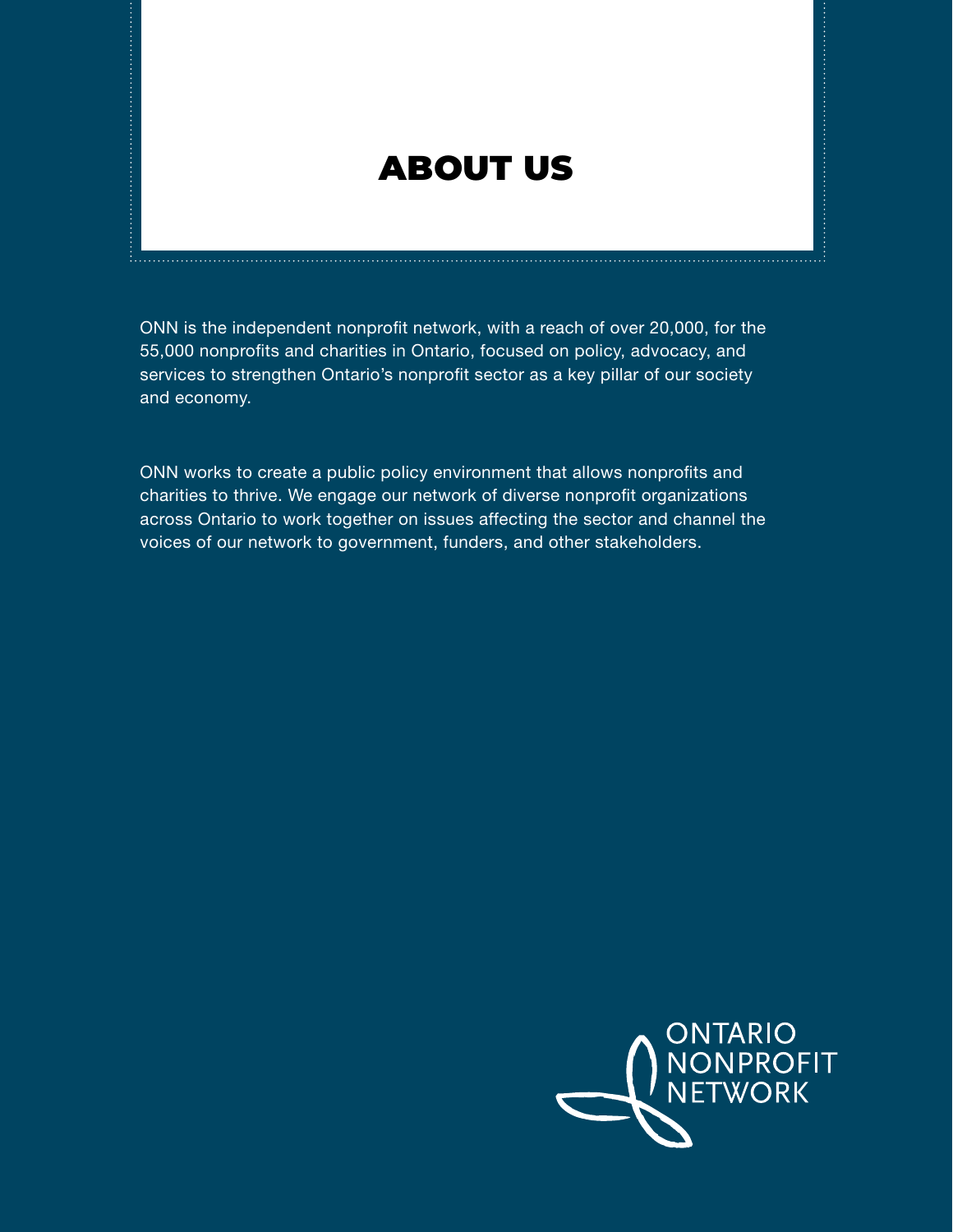# ABOUT US

ONN is the independent nonprofit network, with a reach of over 20,000, for the 55,000 nonprofits and charities in Ontario, focused on policy, advocacy, and services to strengthen Ontario's nonprofit sector as a key pillar of our society and economy.

ONN works to create a public policy environment that allows nonprofits and charities to thrive. We engage our network of diverse nonprofit organizations across Ontario to work together on issues affecting the sector and channel the voices of our network to government, funders, and other stakeholders.

ONTARIO NONPROFIT NETWORK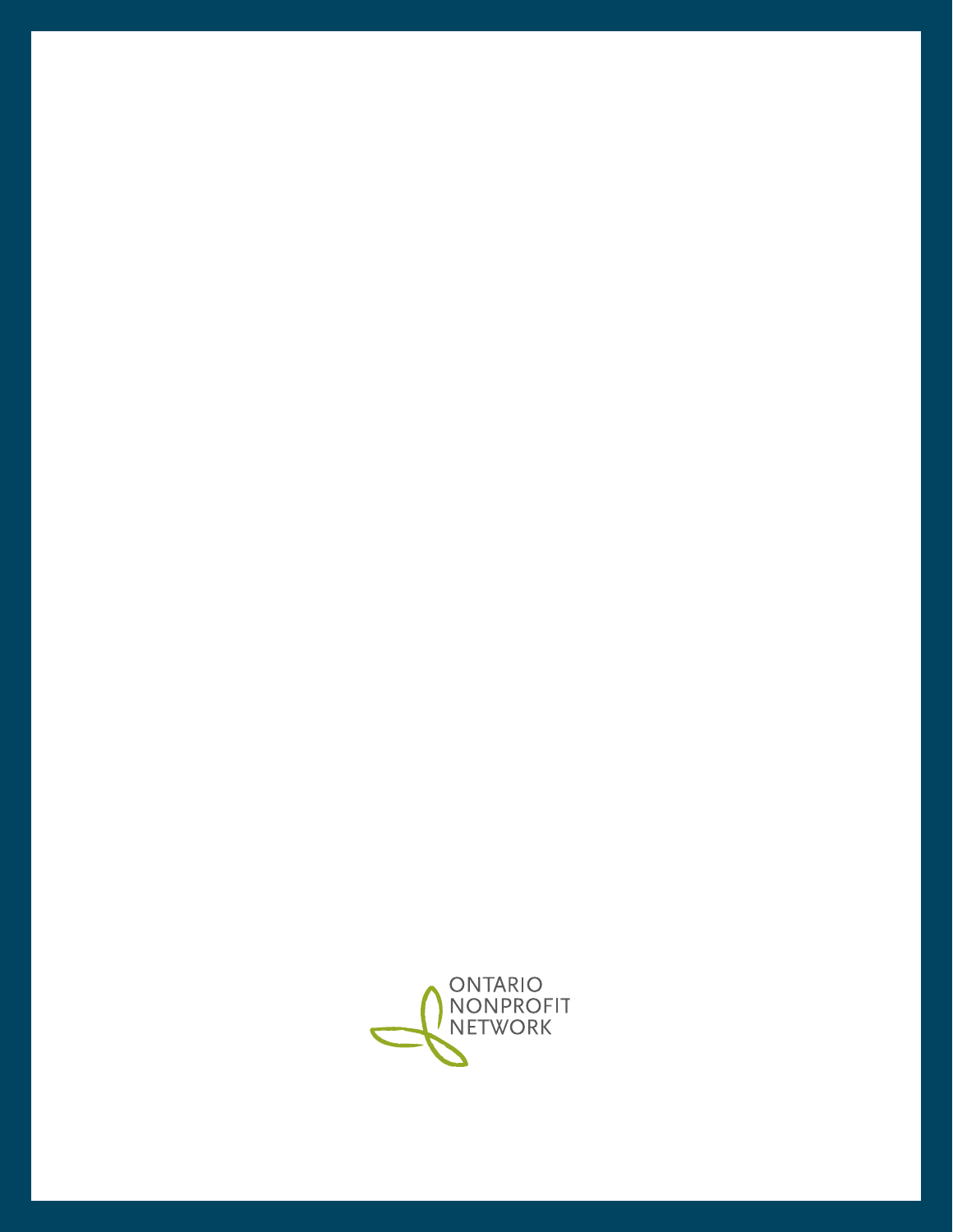ONTARIO
NONPROFIT
NETWORK